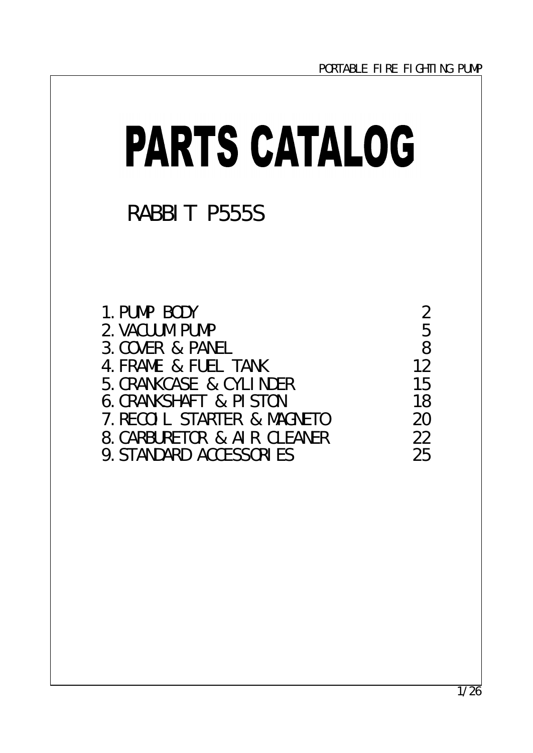# PARTS CATALOG

## RABBIT P555S

| | |
|---|---|
| 1. PUMP BODY | 2 |
| 2. VACUUM PUMP | 5 |
| 3. COVER & PANEL | 8 |
| 4. FRAME & FUEL TANK | 12 |
| 5. CRANKCASE & CYLINDER | 15 |
| 6. CRANKSHAFT & PISTON | 18 |
| 7. RECOIL STARTER & MAGNETO | 20 |
| 8. CARBURETOR & AIR CLEANER | 22 |
| 9. STANDARD ACCESSORIES | 25 |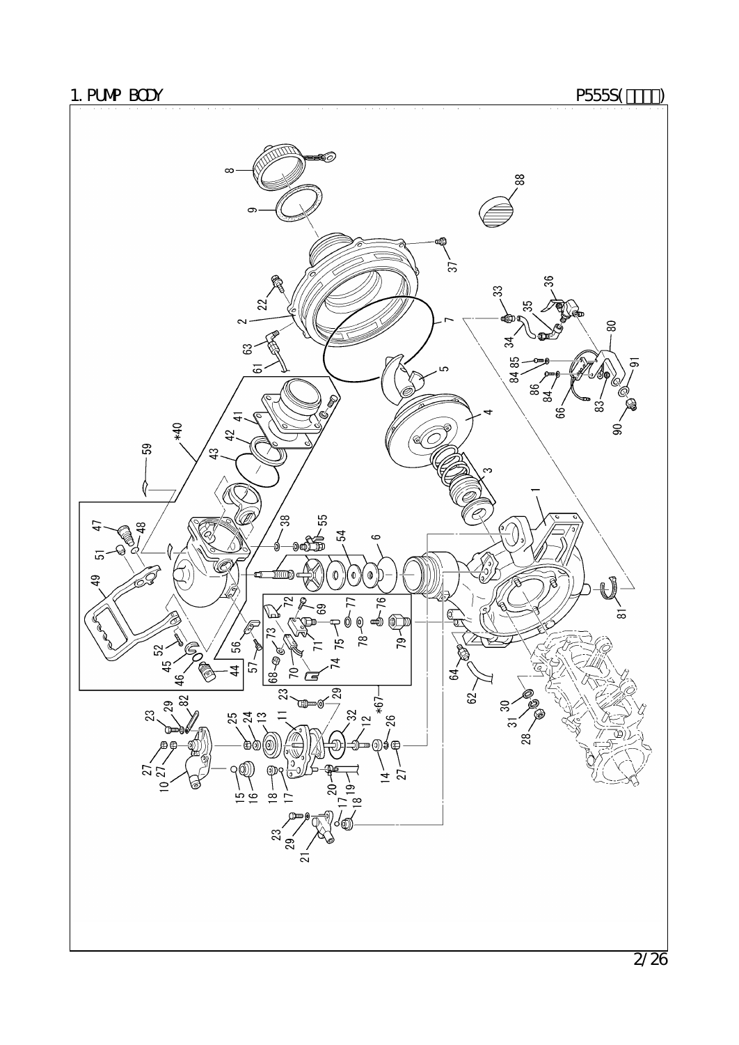# 1. PUMP BODY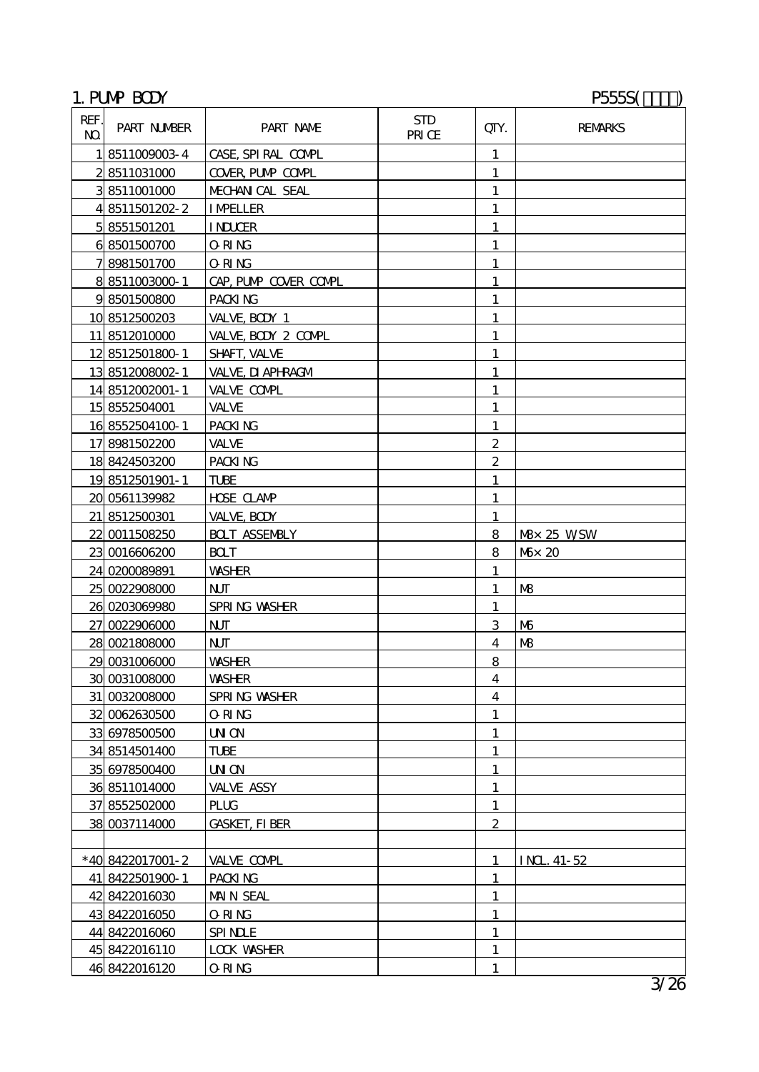## 1. PUMP BODY

P555S(□□□)

| REF. NO. | PART NUMBER | PART NAME | STD PRICE | QTY. | REMARKS |
|---|---|---|---|---|---|
| 1 | 8511009003-4 | CASE, SPIRAL COMPL | | 1 | |
| 2 | 8511031000 | COVER, PUMP COMPL | | 1 | |
| 3 | 8511001000 | MECHANICAL SEAL | | 1 | |
| 4 | 8511501202-2 | IMPELLER | | 1 | |
| 5 | 8551501201 | INDUCER | | 1 | |
| 6 | 8501500700 | O-RING | | 1 | |
| 7 | 8981501700 | O-RING | | 1 | |
| 8 | 8511003000-1 | CAP, PUMP COVER COMPL | | 1 | |
| 9 | 8501500800 | PACKING | | 1 | |
| 10 | 8512500203 | VALVE, BODY 1 | | 1 | |
| 11 | 8512010000 | VALVE, BODY 2 COMPL | | 1 | |
| 12 | 8512501800-1 | SHAFT, VALVE | | 1 | |
| 13 | 8512008002-1 | VALVE, DIAPHRAGM | | 1 | |
| 14 | 8512002001-1 | VALVE COMPL | | 1 | |
| 15 | 8552504001 | VALVE | | 1 | |
| 16 | 8552504100-1 | PACKING | | 1 | |
| 17 | 8981502200 | VALVE | | 2 | |
| 18 | 8424503200 | PACKING | | 2 | |
| 19 | 8512501901-1 | TUBE | | 1 | |
| 20 | 0561139982 | HOSE CLAMP | | 1 | |
| 21 | 8512500301 | VALVE, BODY | | 1 | |
| 22 | 0011508250 | BOLT ASSEMBLY | | 8 | M8×25 W/SW |
| 23 | 0016606200 | BOLT | | 8 | M6×20 |
| 24 | 0200089891 | WASHER | | 1 | |
| 25 | 0022908000 | NUT | | 1 | M8 |
| 26 | 0203069980 | SPRING WASHER | | 1 | |
| 27 | 0022906000 | NUT | | 3 | M6 |
| 28 | 0021808000 | NUT | | 4 | M8 |
| 29 | 0031006000 | WASHER | | 8 | |
| 30 | 0031008000 | WASHER | | 4 | |
| 31 | 0032008000 | SPRING WASHER | | 4 | |
| 32 | 0062630500 | O-RING | | 1 | |
| 33 | 6978500500 | UNION | | 1 | |
| 34 | 8514501400 | TUBE | | 1 | |
| 35 | 6978500400 | UNION | | 1 | |
| 36 | 8511014000 | VALVE ASSY | | 1 | |
| 37 | 8552502000 | PLUG | | 1 | |
| 38 | 0037114000 | GASKET, FIBER | | 2 | |
| | | | | | |
| *40 | 8422017001-2 | VALVE COMPL | | 1 | INCL. 41-52 |
| 41 | 8422501900-1 | PACKING | | 1 | |
| 42 | 8422016030 | MAIN SEAL | | 1 | |
| 43 | 8422016050 | O-RING | | 1 | |
| 44 | 8422016060 | SPINDLE | | 1 | |
| 45 | 8422016110 | LOCK WASHER | | 1 | |
| 46 | 8422016120 | O-RING | | 1 | |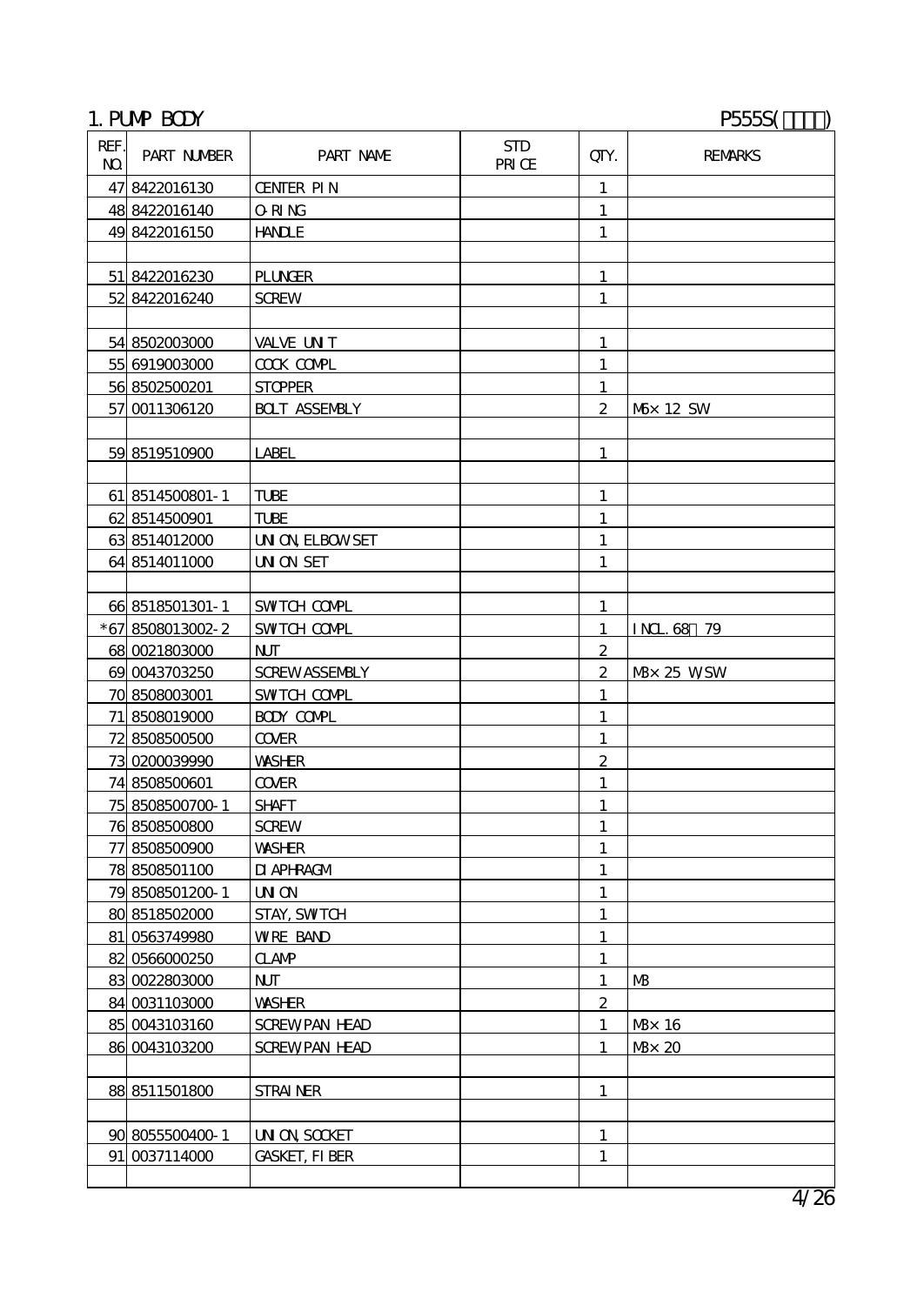## 1. PUMP BODY

P555S(□□□□)

| REF. NO. | PART NUMBER | PART NAME | STD PRICE | QTY. | REMARKS |
|---|---|---|---|---|---|
| 47 | 8422016130 | CENTER PIN | | 1 | |
| 48 | 8422016140 | O-RING | | 1 | |
| 49 | 8422016150 | HANDLE | | 1 | |
| | | | | | |
| 51 | 8422016230 | PLUNGER | | 1 | |
| 52 | 8422016240 | SCREW | | 1 | |
| | | | | | |
| 54 | 8502003000 | VALVE UNIT | | 1 | |
| 55 | 6919003000 | COCK COMPL | | 1 | |
| 56 | 8502500201 | STOPPER | | 1 | |
| 57 | 0011306120 | BOLT ASSEMBLY | | 2 | M6×12 SW |
| | | | | | |
| 59 | 8519510900 | LABEL | | 1 | |
| | | | | | |
| 61 | 8514500801-1 | TUBE | | 1 | |
| 62 | 8514500901 | TUBE | | 1 | |
| 63 | 8514012000 | UNION,ELBOW SET | | 1 | |
| 64 | 8514011000 | UNION SET | | 1 | |
| | | | | | |
| 66 | 8518501301-1 | SWITCH COMPL | | 1 | |
| *67 | 8508013002-2 | SWITCH COMPL | | 1 | INCL.68～79 |
| 68 | 0021803000 | NUT | | 2 | |
| 69 | 0043703250 | SCREW ASSEMBLY | | 2 | M3×25 W,SW |
| 70 | 8508003001 | SWITCH COMPL | | 1 | |
| 71 | 8508019000 | BODY COMPL | | 1 | |
| 72 | 8508500500 | COVER | | 1 | |
| 73 | 0200039990 | WASHER | | 2 | |
| 74 | 8508500601 | COVER | | 1 | |
| 75 | 8508500700-1 | SHAFT | | 1 | |
| 76 | 8508500800 | SCREW | | 1 | |
| 77 | 8508500900 | WASHER | | 1 | |
| 78 | 8508501100 | DIAPHRAGM | | 1 | |
| 79 | 8508501200-1 | UNION | | 1 | |
| 80 | 8518502000 | STAY,SWITCH | | 1 | |
| 81 | 0563749980 | WIRE BAND | | 1 | |
| 82 | 0566000250 | CLAMP | | 1 | |
| 83 | 0022803000 | NUT | | 1 | M3 |
| 84 | 0031103000 | WASHER | | 2 | |
| 85 | 0043103160 | SCREW,PAN HEAD | | 1 | M3×16 |
| 86 | 0043103200 | SCREW,PAN HEAD | | 1 | M3×20 |
| | | | | | |
| 88 | 8511501800 | STRAINER | | 1 | |
| | | | | | |
| 90 | 8055500400-1 | UNION,SOCKET | | 1 | |
| 91 | 0037114000 | GASKET,FIBER | | 1 | |
| | | | | | |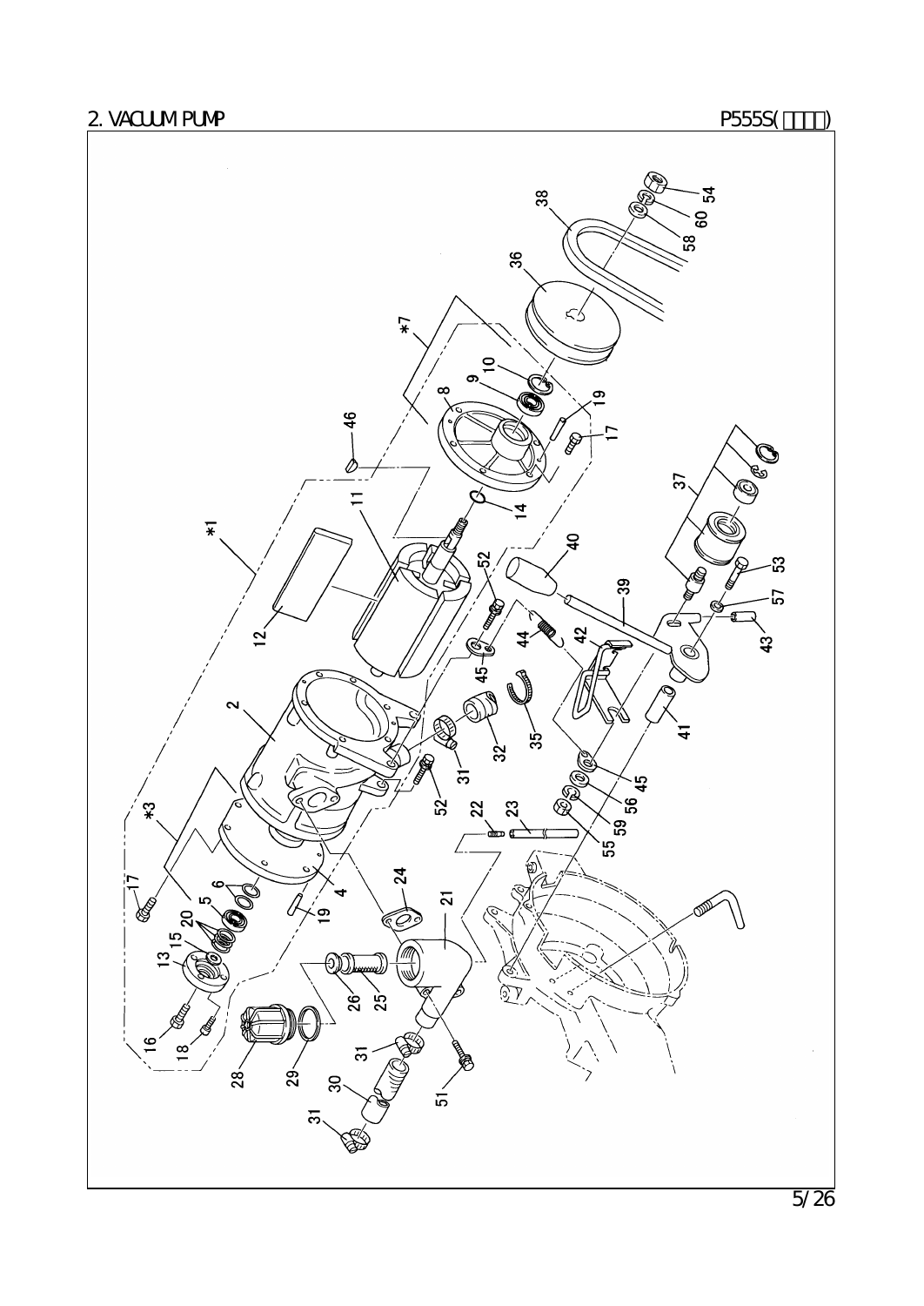## 2. VACUUM PUMP

P555S(□□□□)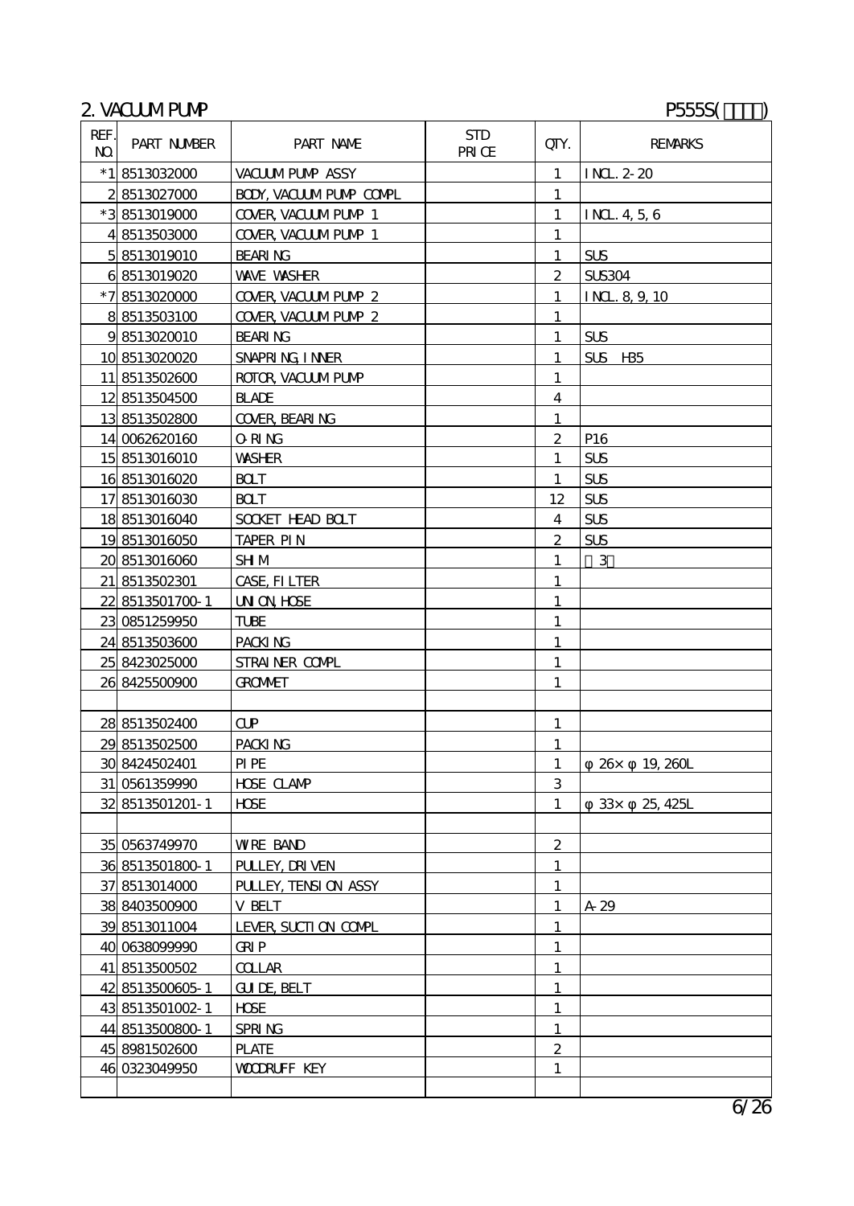## 2. VACUUM PUMP

P555S(□□□□)

| REF. NO. | PART NUMBER | PART NAME | STD PRICE | QTY. | REMARKS |
|---|---|---|---|---|---|
| *1 | 8513032000 | VACUUM PUMP ASSY | | 1 | INCL. 2-20 |
| 2 | 8513027000 | BODY, VACUUM PUMP COMPL | | 1 | |
| *3 | 8513019000 | COVER, VACUUM PUMP 1 | | 1 | INCL. 4, 5, 6 |
| 4 | 8513503000 | COVER, VACUUM PUMP 1 | | 1 | |
| 5 | 8513019010 | BEARING | | 1 | SUS |
| 6 | 8513019020 | WAVE WASHER | | 2 | SUS304 |
| *7 | 8513020000 | COVER, VACUUM PUMP 2 | | 1 | INCL. 8, 9, 10 |
| 8 | 8513503100 | COVER, VACUUM PUMP 2 | | 1 | |
| 9 | 8513020010 | BEARING | | 1 | SUS |
| 10 | 8513020020 | SNAPRING, INNER | | 1 | SUS H35 |
| 11 | 8513502600 | ROTOR, VACUUM PUMP | | 1 | |
| 12 | 8513504500 | BLADE | | 4 | |
| 13 | 8513502800 | COVER, BEARING | | 1 | |
| 14 | 0062620160 | O-RING | | 2 | P16 |
| 15 | 8513016010 | WASHER | | 1 | SUS |
| 16 | 8513016020 | BOLT | | 1 | SUS |
| 17 | 8513016030 | BOLT | | 12 | SUS |
| 18 | 8513016040 | SOCKET HEAD BOLT | | 4 | SUS |
| 19 | 8513016050 | TAPER PIN | | 2 | SUS |
| 20 | 8513016060 | SHIM | | 1 | □3□ |
| 21 | 8513502301 | CASE, FILTER | | 1 | |
| 22 | 8513501700-1 | UNION, HOSE | | 1 | |
| 23 | 0851259950 | TUBE | | 1 | |
| 24 | 8513503600 | PACKING | | 1 | |
| 25 | 8423025000 | STRAINER COMPL | | 1 | |
| 26 | 8425500900 | GROMMET | | 1 | |
| | | | | | |
| 28 | 8513502400 | CUP | | 1 | |
| 29 | 8513502500 | PACKING | | 1 | |
| 30 | 8424502401 | PIPE | | 1 | φ26×φ19, 260L |
| 31 | 0561359990 | HOSE CLAMP | | 3 | |
| 32 | 8513501201-1 | HOSE | | 1 | φ33×φ25, 425L |
| | | | | | |
| 35 | 0563749970 | WIRE BAND | | 2 | |
| 36 | 8513501800-1 | PULLEY, DRIVEN | | 1 | |
| 37 | 8513014000 | PULLEY, TENSION ASSY | | 1 | |
| 38 | 8403500900 | V BELT | | 1 | A-29 |
| 39 | 8513011004 | LEVER, SUCTION COMPL | | 1 | |
| 40 | 0638099990 | GRIP | | 1 | |
| 41 | 8513500502 | COLLAR | | 1 | |
| 42 | 8513500605-1 | GUIDE, BELT | | 1 | |
| 43 | 8513501002-1 | HOSE | | 1 | |
| 44 | 8513500800-1 | SPRING | | 1 | |
| 45 | 8981502600 | PLATE | | 2 | |
| 46 | 0323049950 | WOODRUFF KEY | | 1 | |
| | | | | | |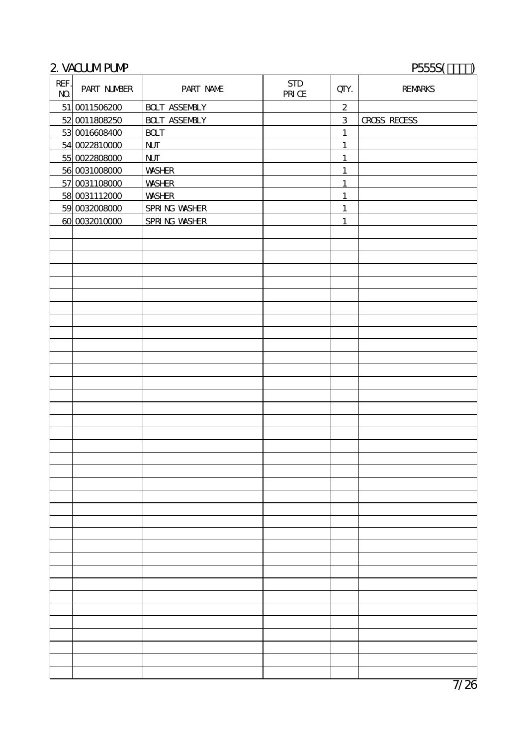## 2. VACUUM PUMP

P555S(□□□□)

| REF. NO. | PART NUMBER | PART NAME | STD PRICE | QTY. | REMARKS |
|---|---|---|---|---|---|
| 51 | 0011506200 | BOLT ASSEMBLY | | 2 | |
| 52 | 0011808250 | BOLT ASSEMBLY | | 3 | CROSS RECESS |
| 53 | 0016608400 | BOLT | | 1 | |
| 54 | 0022810000 | NUT | | 1 | |
| 55 | 0022808000 | NUT | | 1 | |
| 56 | 0031008000 | WASHER | | 1 | |
| 57 | 0031108000 | WASHER | | 1 | |
| 58 | 0031112000 | WASHER | | 1 | |
| 59 | 0032008000 | SPRING WASHER | | 1 | |
| 60 | 0032010000 | SPRING WASHER | | 1 | |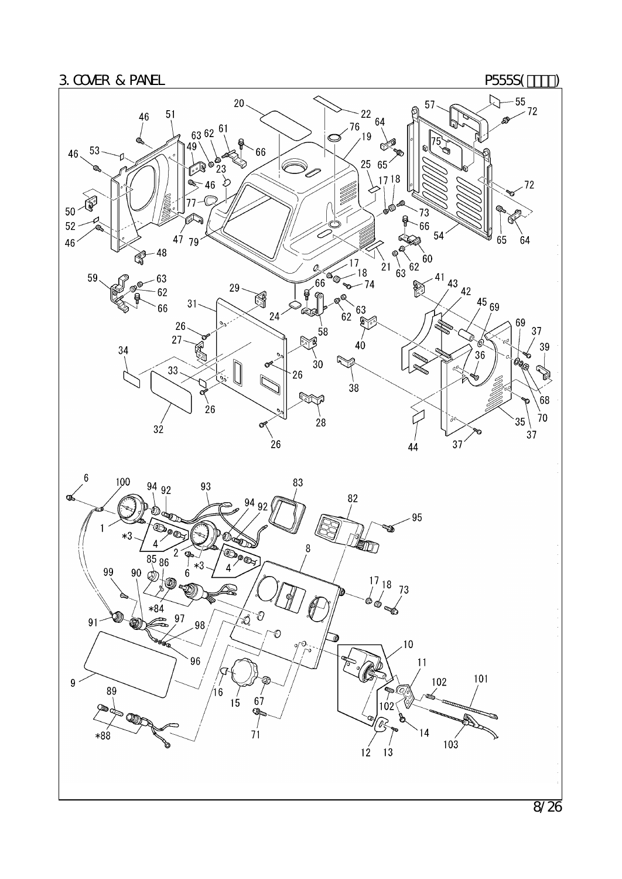# 3. COVER & PANEL

P555S(□□□□)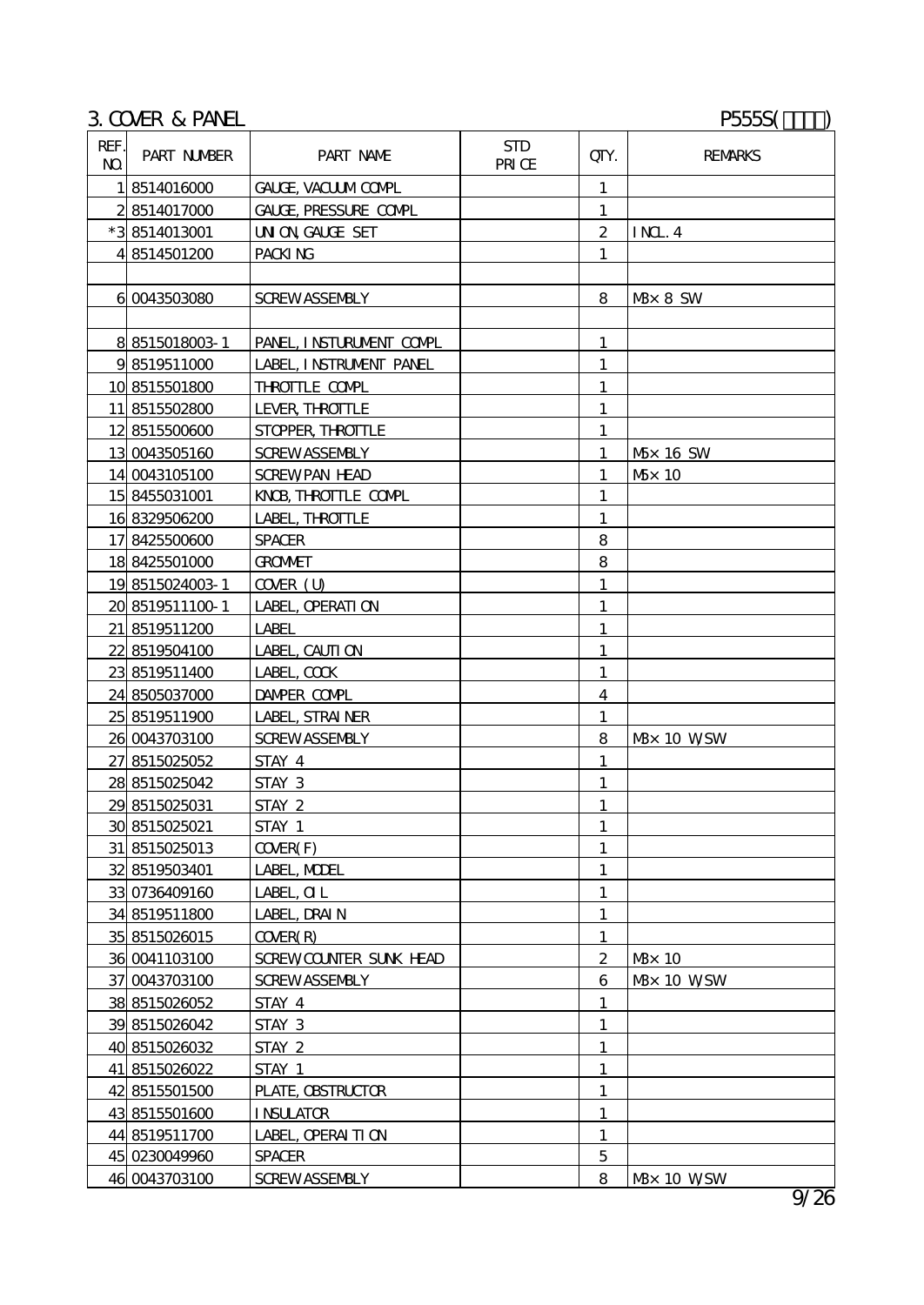## 3. COVER & PANEL

P555S(□□□□)

| REF. NO. | PART NUMBER | PART NAME | STD PRICE | QTY. | REMARKS |
|---|---|---|---|---|---|
| 1 | 8514016000 | GAUGE, VACUUM COMPL | | 1 | |
| 2 | 8514017000 | GAUGE, PRESSURE COMPL | | 1 | |
| *3 | 8514013001 | UNION,GAUGE SET | | 2 | INCL. 4 |
| 4 | 8514501200 | PACKING | | 1 | |
| | | | | | |
| 6 | 0043503080 | SCREW ASSEMBLY | | 8 | M3×8 SW |
| | | | | | |
| 8 | 8515018003-1 | PANEL, INSTURUMENT COMPL | | 1 | |
| 9 | 8519511000 | LABEL, INSTRUMENT PANEL | | 1 | |
| 10 | 8515501800 | THROTTLE COMPL | | 1 | |
| 11 | 8515502800 | LEVER,THROTTLE | | 1 | |
| 12 | 8515500600 | STOPPER,THROTTLE | | 1 | |
| 13 | 0043505160 | SCREW ASSEMBLY | | 1 | M5×16 SW |
| 14 | 0043105100 | SCREW,PAN HEAD | | 1 | M5×10 |
| 15 | 8455031001 | KNOB,THROTTLE COMPL | | 1 | |
| 16 | 8329506200 | LABEL, THROTTLE | | 1 | |
| 17 | 8425500600 | SPACER | | 8 | |
| 18 | 8425501000 | GROMMET | | 8 | |
| 19 | 8515024003-1 | COVER (U) | | 1 | |
| 20 | 8519511100-1 | LABEL, OPERATION | | 1 | |
| 21 | 8519511200 | LABEL | | 1 | |
| 22 | 8519504100 | LABEL, CAUTION | | 1 | |
| 23 | 8519511400 | LABEL, COCK | | 1 | |
| 24 | 8505037000 | DAMPER COMPL | | 4 | |
| 25 | 8519511900 | LABEL, STRAINER | | 1 | |
| 26 | 0043703100 | SCREW ASSEMBLY | | 8 | M3×10 W,SW |
| 27 | 8515025052 | STAY 4 | | 1 | |
| 28 | 8515025042 | STAY 3 | | 1 | |
| 29 | 8515025031 | STAY 2 | | 1 | |
| 30 | 8515025021 | STAY 1 | | 1 | |
| 31 | 8515025013 | COVER(F) | | 1 | |
| 32 | 8519503401 | LABEL, MODEL | | 1 | |
| 33 | 0736409160 | LABEL, OIL | | 1 | |
| 34 | 8519511800 | LABEL, DRAIN | | 1 | |
| 35 | 8515026015 | COVER(R) | | 1 | |
| 36 | 0041103100 | SCREW,COUNTER SUNK HEAD | | 2 | M3×10 |
| 37 | 0043703100 | SCREW ASSEMBLY | | 6 | M3×10 W,SW |
| 38 | 8515026052 | STAY 4 | | 1 | |
| 39 | 8515026042 | STAY 3 | | 1 | |
| 40 | 8515026032 | STAY 2 | | 1 | |
| 41 | 8515026022 | STAY 1 | | 1 | |
| 42 | 8515501500 | PLATE, OBSTRUCTOR | | 1 | |
| 43 | 8515501600 | INSULATOR | | 1 | |
| 44 | 8519511700 | LABEL, OPERAITION | | 1 | |
| 45 | 0230049960 | SPACER | | 5 | |
| 46 | 0043703100 | SCREW ASSEMBLY | | 8 | M3×10 W,SW |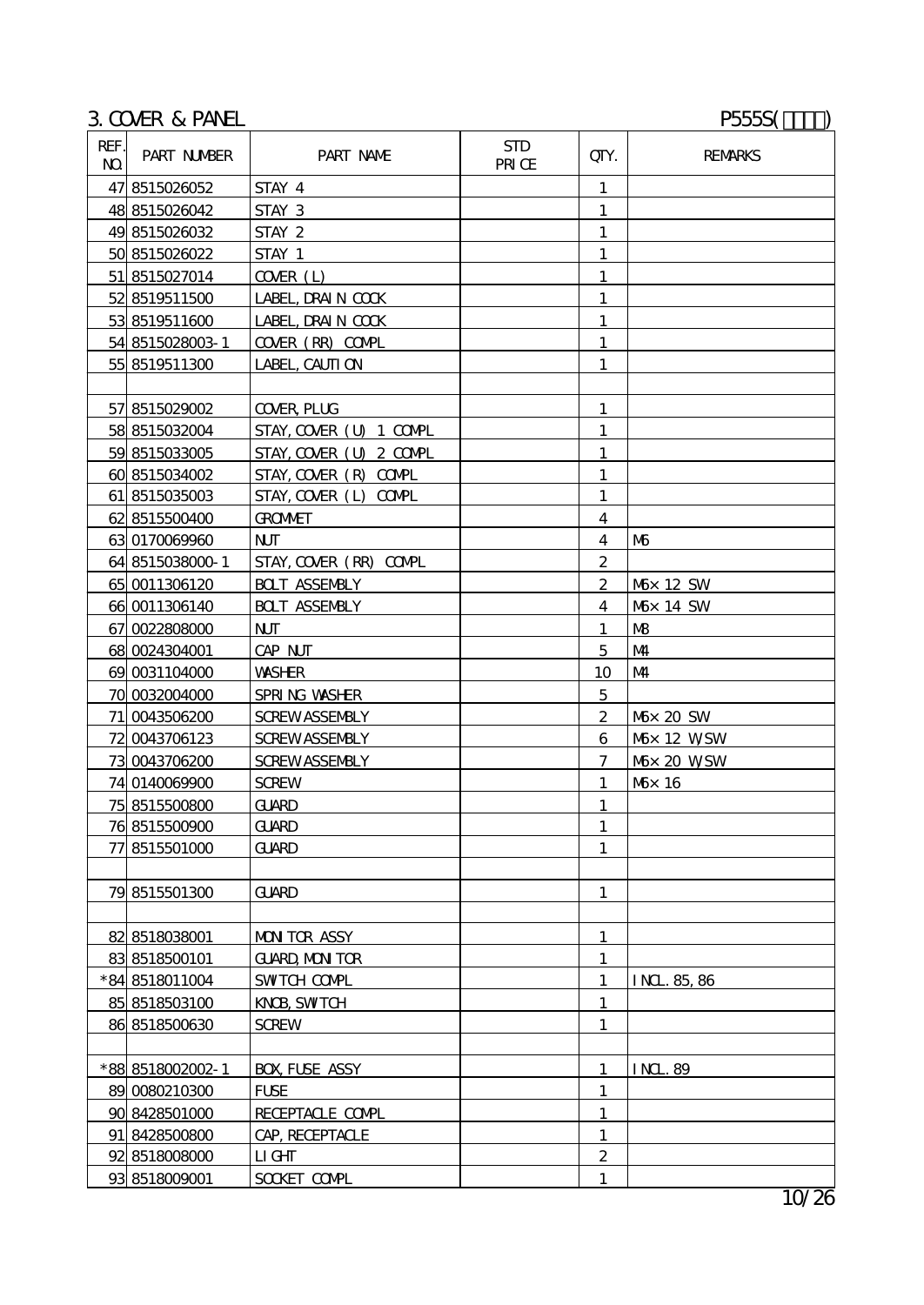## 3. COVER & PANEL

P555S(□□□□)

| REF. NO. | PART NUMBER | PART NAME | STD PRICE | QTY. | REMARKS |
|---|---|---|---|---|---|
| 47 | 8515026052 | STAY 4 | | 1 | |
| 48 | 8515026042 | STAY 3 | | 1 | |
| 49 | 8515026032 | STAY 2 | | 1 | |
| 50 | 8515026022 | STAY 1 | | 1 | |
| 51 | 8515027014 | COVER (L) | | 1 | |
| 52 | 8519511500 | LABEL, DRAIN COCK | | 1 | |
| 53 | 8519511600 | LABEL, DRAIN COCK | | 1 | |
| 54 | 8515028003-1 | COVER (RR) COMPL | | 1 | |
| 55 | 8519511300 | LABEL, CAUTION | | 1 | |
| | | | | | |
| 57 | 8515029002 | COVER, PLUG | | 1 | |
| 58 | 8515032004 | STAY, COVER (U) 1 COMPL | | 1 | |
| 59 | 8515033005 | STAY, COVER (U) 2 COMPL | | 1 | |
| 60 | 8515034002 | STAY, COVER (R) COMPL | | 1 | |
| 61 | 8515035003 | STAY, COVER (L) COMPL | | 1 | |
| 62 | 8515500400 | GROMMET | | 4 | |
| 63 | 0170069960 | NUT | | 4 | M6 |
| 64 | 8515038000-1 | STAY, COVER (RR) COMPL | | 2 | |
| 65 | 0011306120 | BOLT ASSEMBLY | | 2 | M6×12 SW |
| 66 | 0011306140 | BOLT ASSEMBLY | | 4 | M6×14 SW |
| 67 | 0022808000 | NUT | | 1 | M8 |
| 68 | 0024304001 | CAP NUT | | 5 | M4 |
| 69 | 0031104000 | WASHER | | 10 | M4 |
| 70 | 0032004000 | SPRING WASHER | | 5 | |
| 71 | 0043506200 | SCREW ASSEMBLY | | 2 | M6×20 SW |
| 72 | 0043706123 | SCREW ASSEMBLY | | 6 | M6×12 W,SW |
| 73 | 0043706200 | SCREW ASSEMBLY | | 7 | M6×20 W,SW |
| 74 | 0140069900 | SCREW | | 1 | M6×16 |
| 75 | 8515500800 | GUARD | | 1 | |
| 76 | 8515500900 | GUARD | | 1 | |
| 77 | 8515501000 | GUARD | | 1 | |
| | | | | | |
| 79 | 8515501300 | GUARD | | 1 | |
| | | | | | |
| 82 | 8518038001 | MONITOR ASSY | | 1 | |
| 83 | 8518500101 | GUARD, MONITOR | | 1 | |
| *84 | 8518011004 | SWITCH COMPL | | 1 | INCL. 85, 86 |
| 85 | 8518503100 | KNOB, SWITCH | | 1 | |
| 86 | 8518500630 | SCREW | | 1 | |
| | | | | | |
| *88 | 8518002002-1 | BOX, FUSE ASSY | | 1 | INCL. 89 |
| 89 | 0080210300 | FUSE | | 1 | |
| 90 | 8428501000 | RECEPTACLE COMPL | | 1 | |
| 91 | 8428500800 | CAP, RECEPTACLE | | 1 | |
| 92 | 8518008000 | LIGHT | | 2 | |
| 93 | 8518009001 | SOCKET COMPL | | 1 | |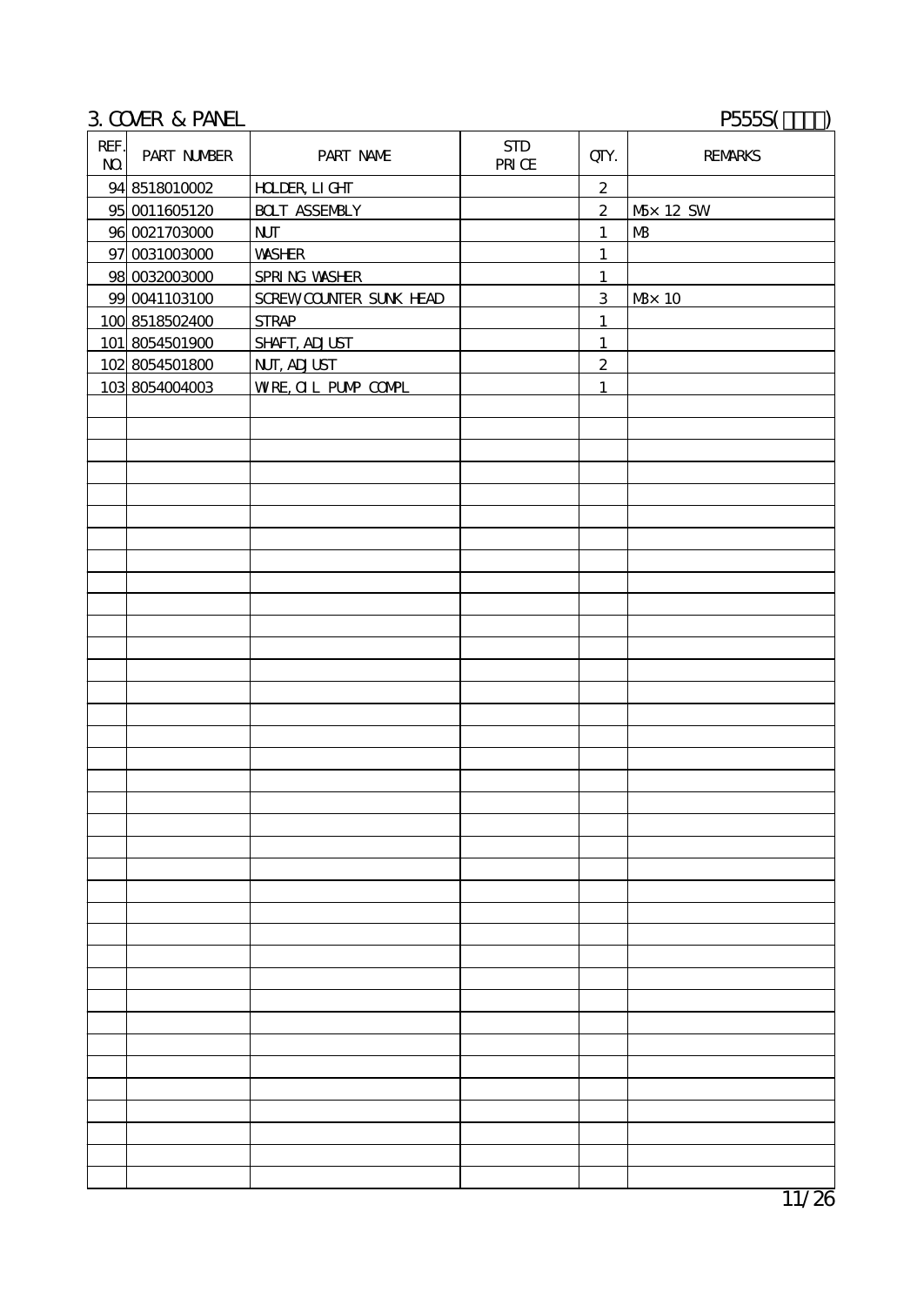## 3. COVER & PANEL

P555S(□□□□)

| REF. NO. | PART NUMBER | PART NAME | STD PRICE | QTY. | REMARKS |
|---|---|---|---|---|---|
| 94 | 8518010002 | HOLDER, LIGHT | | 2 | |
| 95 | 0011605120 | BOLT ASSEMBLY | | 2 | M5×12 SW |
| 96 | 0021703000 | NUT | | 1 | M3 |
| 97 | 0031003000 | WASHER | | 1 | |
| 98 | 0032003000 | SPRING WASHER | | 1 | |
| 99 | 0041103100 | SCREW,COUNTER SUNK HEAD | | 3 | M3×10 |
| 100 | 8518502400 | STRAP | | 1 | |
| 101 | 8054501900 | SHAFT, ADJUST | | 1 | |
| 102 | 8054501800 | NUT, ADJUST | | 2 | |
| 103 | 8054004003 | WIRE, OIL PUMP COMPL | | 1 | |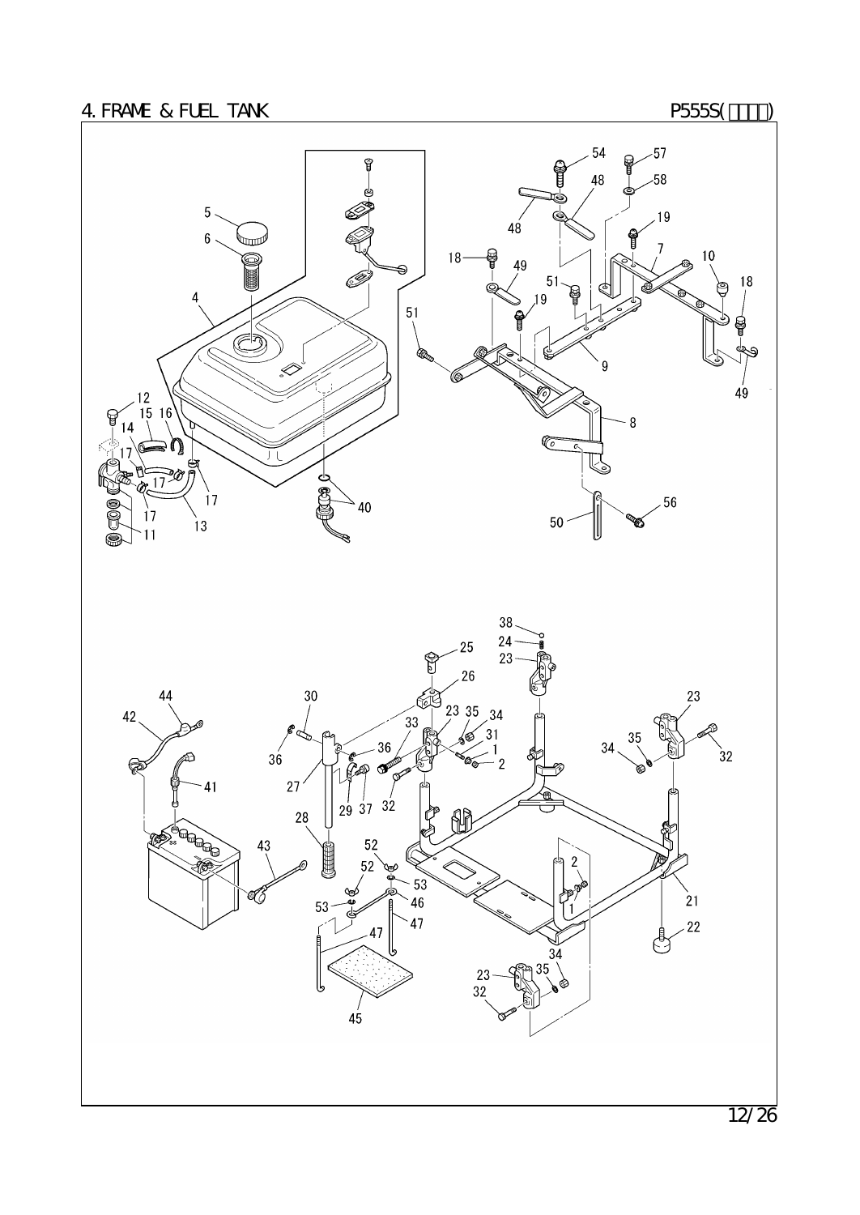# 4. FRAME & FUEL TANK

P555S(□□□□)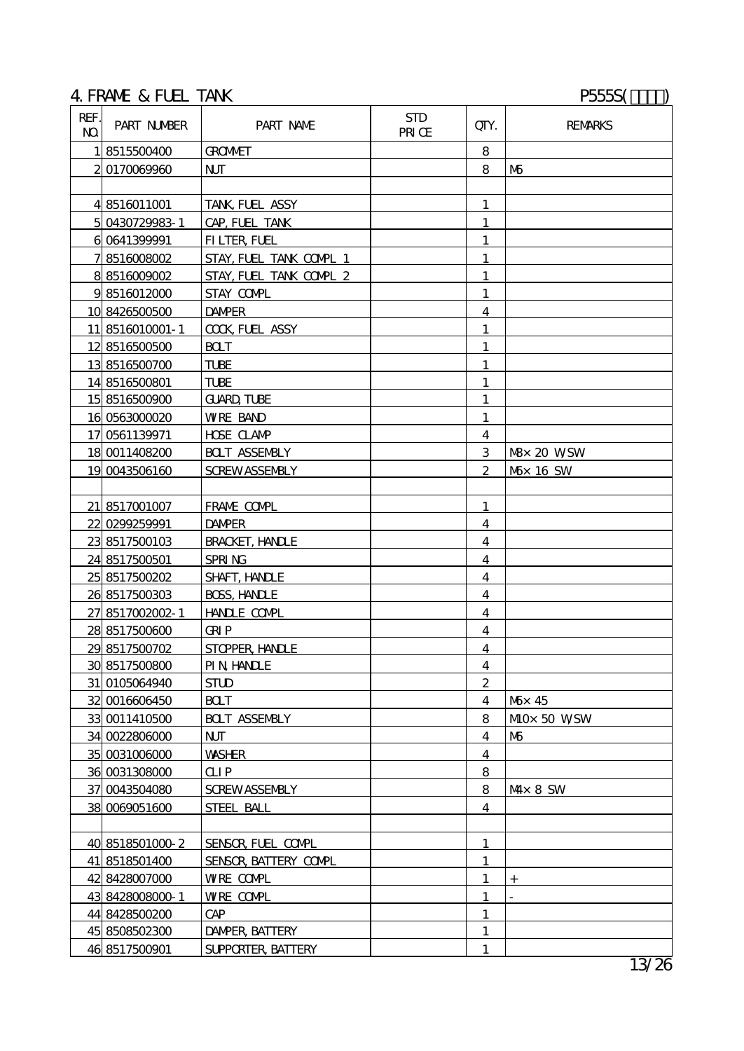## 4. FRAME & FUEL TANK

P555S(□□□□)

| REF. NO. | PART NUMBER | PART NAME | STD PRICE | QTY. | REMARKS |
|---|---|---|---|---|---|
| 1 | 8515500400 | GROMMET | | 8 | |
| 2 | 0170069960 | NUT | | 8 | M6 |
| | | | | | |
| 4 | 8516011001 | TANK, FUEL ASSY | | 1 | |
| 5 | 0430729983-1 | CAP, FUEL TANK | | 1 | |
| 6 | 0641399991 | FILTER, FUEL | | 1 | |
| 7 | 8516008002 | STAY, FUEL TANK COMPL 1 | | 1 | |
| 8 | 8516009002 | STAY, FUEL TANK COMPL 2 | | 1 | |
| 9 | 8516012000 | STAY COMPL | | 1 | |
| 10 | 8426500500 | DAMPER | | 4 | |
| 11 | 8516010001-1 | COCK, FUEL ASSY | | 1 | |
| 12 | 8516500500 | BOLT | | 1 | |
| 13 | 8516500700 | TUBE | | 1 | |
| 14 | 8516500801 | TUBE | | 1 | |
| 15 | 8516500900 | GUARD, TUBE | | 1 | |
| 16 | 0563000020 | WIRE BAND | | 1 | |
| 17 | 0561139971 | HOSE CLAMP | | 4 | |
| 18 | 0011408200 | BOLT ASSEMBLY | | 3 | M8×20 W,SW |
| 19 | 0043506160 | SCREW ASSEMBLY | | 2 | M6×16 SW |
| | | | | | |
| 21 | 8517001007 | FRAME COMPL | | 1 | |
| 22 | 0299259991 | DAMPER | | 4 | |
| 23 | 8517500103 | BRACKET, HANDLE | | 4 | |
| 24 | 8517500501 | SPRING | | 4 | |
| 25 | 8517500202 | SHAFT, HANDLE | | 4 | |
| 26 | 8517500303 | BOSS, HANDLE | | 4 | |
| 27 | 8517002002-1 | HANDLE COMPL | | 4 | |
| 28 | 8517500600 | GRIP | | 4 | |
| 29 | 8517500702 | STOPPER, HANDLE | | 4 | |
| 30 | 8517500800 | PIN, HANDLE | | 4 | |
| 31 | 0105064940 | STUD | | 2 | |
| 32 | 0016606450 | BOLT | | 4 | M6×45 |
| 33 | 0011410500 | BOLT ASSEMBLY | | 8 | M10×50 W,SW |
| 34 | 0022806000 | NUT | | 4 | M6 |
| 35 | 0031006000 | WASHER | | 4 | |
| 36 | 0031308000 | CLIP | | 8 | |
| 37 | 0043504080 | SCREW ASSEMBLY | | 8 | M4×8 SW |
| 38 | 0069051600 | STEEL BALL | | 4 | |
| | | | | | |
| 40 | 8518501000-2 | SENSOR, FUEL COMPL | | 1 | |
| 41 | 8518501400 | SENSOR, BATTERY COMPL | | 1 | |
| 42 | 8428007000 | WIRE COMPL | | 1 | + |
| 43 | 8428008000-1 | WIRE COMPL | | 1 | - |
| 44 | 8428500200 | CAP | | 1 | |
| 45 | 8508502300 | DAMPER, BATTERY | | 1 | |
| 46 | 8517500901 | SUPPORTER, BATTERY | | 1 | |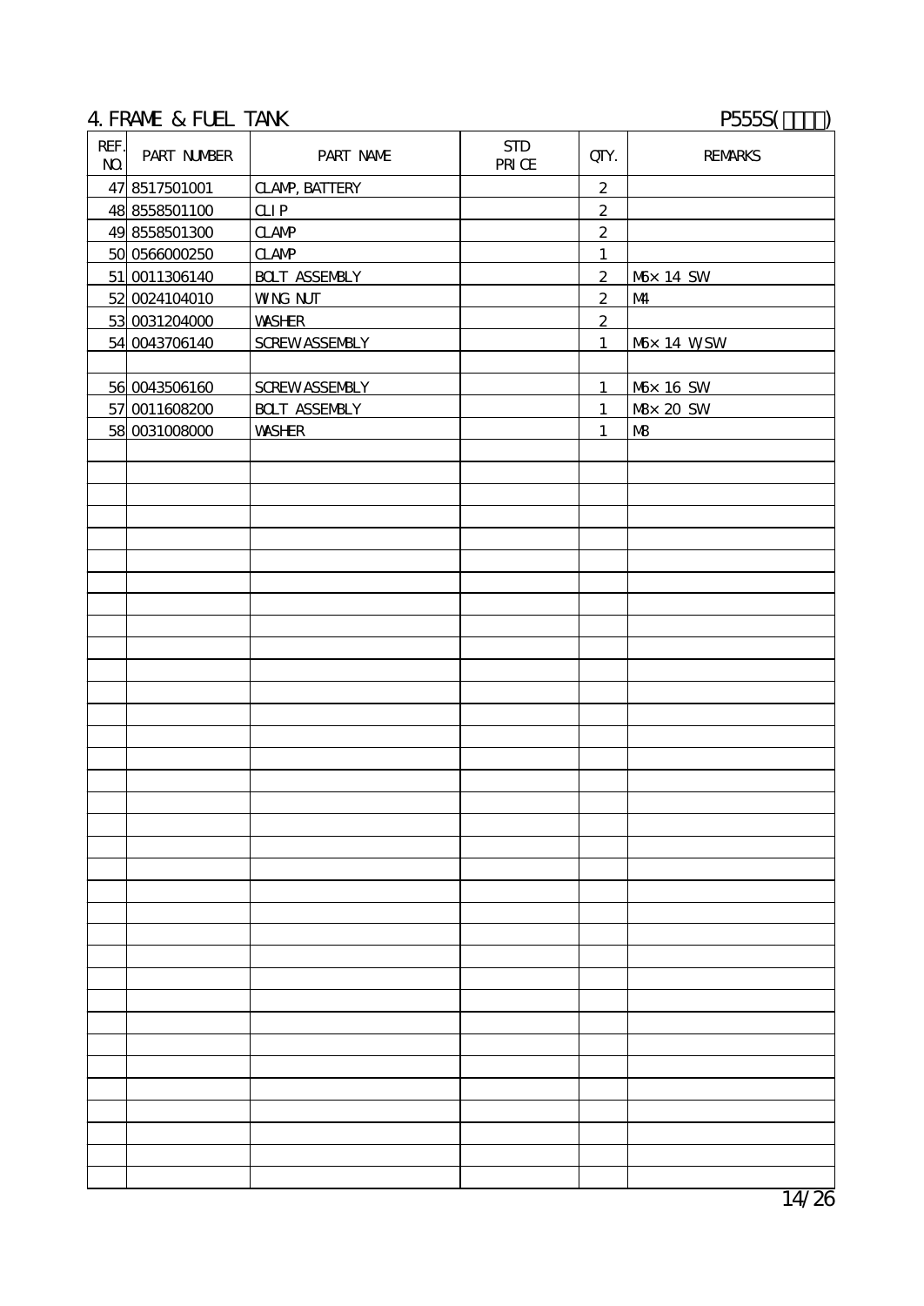## 4. FRAME & FUEL TANK

P555S(□□□□)

| REF. NO. | PART NUMBER | PART NAME | STD PRICE | QTY. | REMARKS |
|---|---|---|---|---|---|
| 47 | 8517501001 | CLAMP, BATTERY | | 2 | |
| 48 | 8558501100 | CLIP | | 2 | |
| 49 | 8558501300 | CLAMP | | 2 | |
| 50 | 0566000250 | CLAMP | | 1 | |
| 51 | 0011306140 | BOLT ASSEMBLY | | 2 | M6×14 SW |
| 52 | 0024104010 | WING NUT | | 2 | M4 |
| 53 | 0031204000 | WASHER | | 2 | |
| 54 | 0043706140 | SCREW ASSEMBLY | | 1 | M6×14 W/SW |
| | | | | | |
| 56 | 0043506160 | SCREW ASSEMBLY | | 1 | M6×16 SW |
| 57 | 0011608200 | BOLT ASSEMBLY | | 1 | M8×20 SW |
| 58 | 0031008000 | WASHER | | 1 | M8 |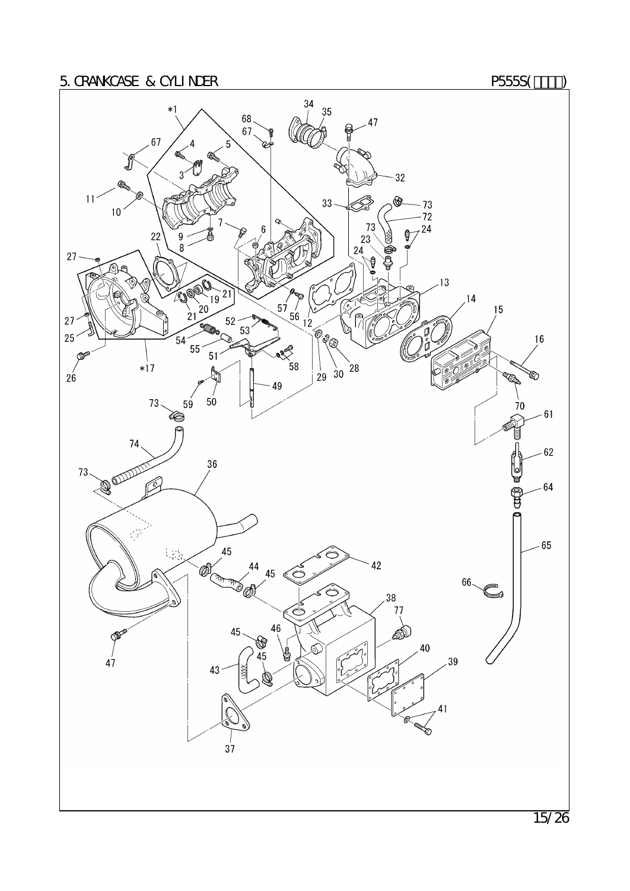# 5. CRANKCASE & CYLINDER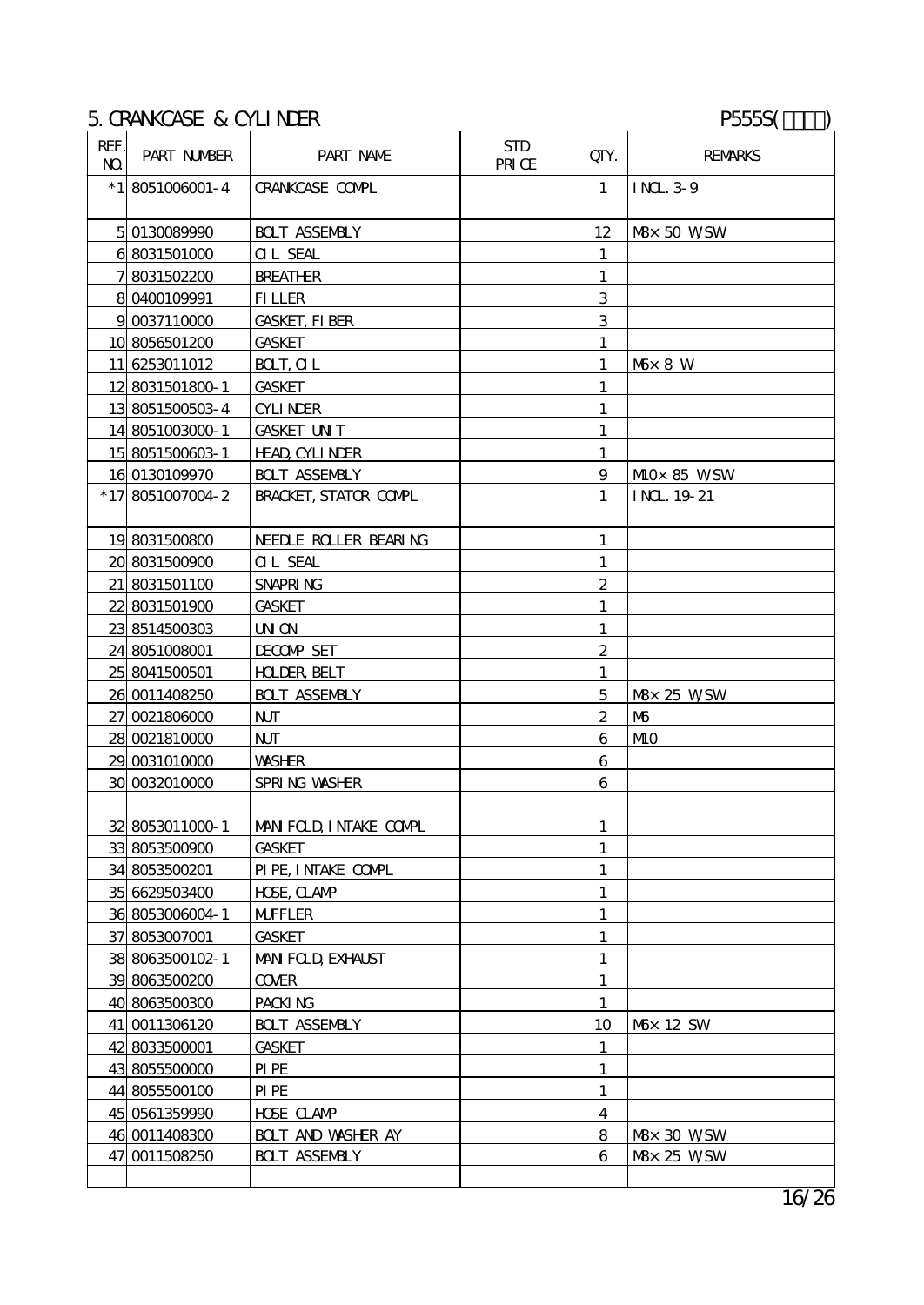## 5. CRANKCASE & CYLINDER

P555S(□□□□)

| REF. NO. | PART NUMBER | PART NAME | STD PRICE | QTY. | REMARKS |
|---|---|---|---|---|---|
| *1 | 8051006001-4 | CRANKCASE COMPL | | 1 | INCL.3-9 |
| | | | | | |
| 5 | 0130089990 | BOLT ASSEMBLY | | 12 | M8×50 W,SW |
| 6 | 8031501000 | OIL SEAL | | 1 | |
| 7 | 8031502200 | BREATHER | | 1 | |
| 8 | 0400109991 | FILLER | | 3 | |
| 9 | 0037110000 | GASKET,FIBER | | 3 | |
| 10 | 8056501200 | GASKET | | 1 | |
| 11 | 6253011012 | BOLT,OIL | | 1 | M6×8 W |
| 12 | 8031501800-1 | GASKET | | 1 | |
| 13 | 8051500503-4 | CYLINDER | | 1 | |
| 14 | 8051003000-1 | GASKET UNIT | | 1 | |
| 15 | 8051500603-1 | HEAD,CYLINDER | | 1 | |
| 16 | 0130109970 | BOLT ASSEMBLY | | 9 | M10×85 W,SW |
| *17 | 8051007004-2 | BRACKET,STATOR COMPL | | 1 | INCL.19-21 |
| | | | | | |
| 19 | 8031500800 | NEEDLE ROLLER BEARING | | 1 | |
| 20 | 8031500900 | OIL SEAL | | 1 | |
| 21 | 8031501100 | SNAPRING | | 2 | |
| 22 | 8031501900 | GASKET | | 1 | |
| 23 | 8514500303 | UNION | | 1 | |
| 24 | 8051008001 | DECOMP SET | | 2 | |
| 25 | 8041500501 | HOLDER,BELT | | 1 | |
| 26 | 0011408250 | BOLT ASSEMBLY | | 5 | M8×25 W,SW |
| 27 | 0021806000 | NUT | | 2 | M6 |
| 28 | 0021810000 | NUT | | 6 | M10 |
| 29 | 0031010000 | WASHER | | 6 | |
| 30 | 0032010000 | SPRING WASHER | | 6 | |
| | | | | | |
| 32 | 8053011000-1 | MANIFOLD,INTAKE COMPL | | 1 | |
| 33 | 8053500900 | GASKET | | 1 | |
| 34 | 8053500201 | PIPE,INTAKE COMPL | | 1 | |
| 35 | 6629503400 | HOSE,CLAMP | | 1 | |
| 36 | 8053006004-1 | MUFFLER | | 1 | |
| 37 | 8053007001 | GASKET | | 1 | |
| 38 | 8063500102-1 | MANIFOLD,EXHAUST | | 1 | |
| 39 | 8063500200 | COVER | | 1 | |
| 40 | 8063500300 | PACKING | | 1 | |
| 41 | 0011306120 | BOLT ASSEMBLY | | 10 | M6×12 SW |
| 42 | 8033500001 | GASKET | | 1 | |
| 43 | 8055500000 | PIPE | | 1 | |
| 44 | 8055500100 | PIPE | | 1 | |
| 45 | 0561359990 | HOSE CLAMP | | 4 | |
| 46 | 0011408300 | BOLT AND WASHER AY | | 8 | M8×30 W,SW |
| 47 | 0011508250 | BOLT ASSEMBLY | | 6 | M8×25 W,SW |
| | | | | | |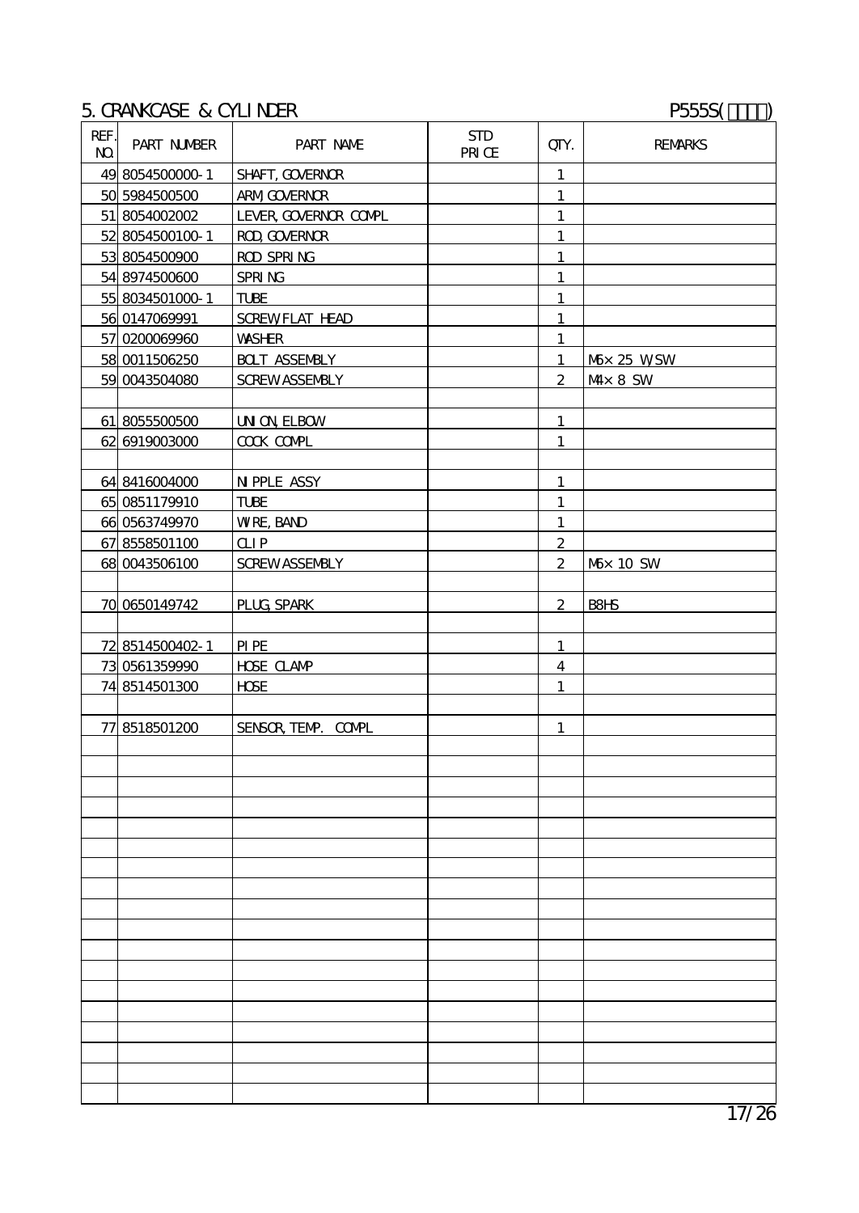# 5. CRANKCASE & CYLINDER

P555S(□□□□)

| REF. NO. | PART NUMBER | PART NAME | STD PRICE | QTY. | REMARKS |
|---|---|---|---|---|---|
| 49 | 8054500000-1 | SHAFT, GOVERNOR | | 1 | |
| 50 | 5984500500 | ARM, GOVERNOR | | 1 | |
| 51 | 8054002002 | LEVER, GOVERNOR COMPL | | 1 | |
| 52 | 8054500100-1 | ROD, GOVERNOR | | 1 | |
| 53 | 8054500900 | ROD SPRING | | 1 | |
| 54 | 8974500600 | SPRING | | 1 | |
| 55 | 8034501000-1 | TUBE | | 1 | |
| 56 | 0147069991 | SCREW, FLAT HEAD | | 1 | |
| 57 | 0200069960 | WASHER | | 1 | |
| 58 | 0011506250 | BOLT ASSEMBLY | | 1 | M6×25 W,SW |
| 59 | 0043504080 | SCREW ASSEMBLY | | 2 | M4×8 SW |
| | | | | | |
| 61 | 8055500500 | UNION, ELBOW | | 1 | |
| 62 | 6919003000 | COCK COMPL | | 1 | |
| | | | | | |
| 64 | 8416004000 | NIPPLE ASSY | | 1 | |
| 65 | 0851179910 | TUBE | | 1 | |
| 66 | 0563749970 | WIRE, BAND | | 1 | |
| 67 | 8558501100 | CLIP | | 2 | |
| 68 | 0043506100 | SCREW ASSEMBLY | | 2 | M6×10 SW |
| | | | | | |
| 70 | 0650149742 | PLUG, SPARK | | 2 | B8HS |
| | | | | | |
| 72 | 8514500402-1 | PIPE | | 1 | |
| 73 | 0561359990 | HOSE CLAMP | | 4 | |
| 74 | 8514501300 | HOSE | | 1 | |
| | | | | | |
| 77 | 8518501200 | SENSOR, TEMP. COMPL | | 1 | |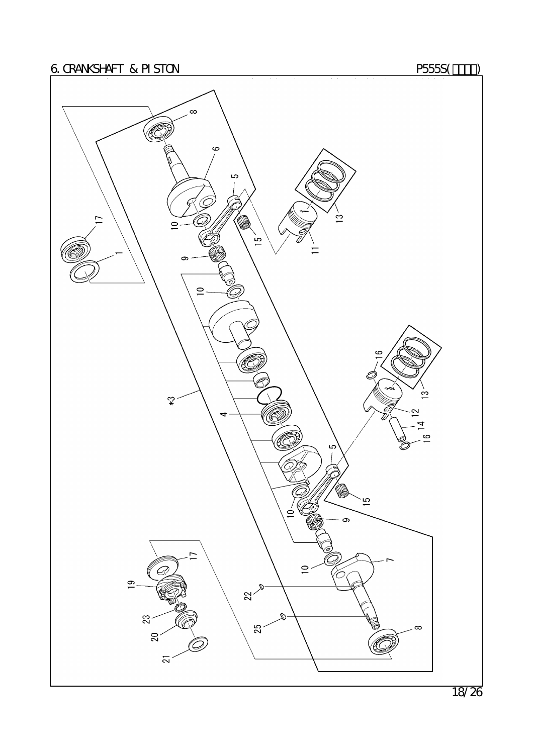# 6. CRANKSHAFT & PISTON

P555S(□□□□)

8

6

5

10

17

15

13

1

11

9

10

16

*3

13

4

12

14

16

5

15

10

9

17

7

19

10

22

23

25

20

8

21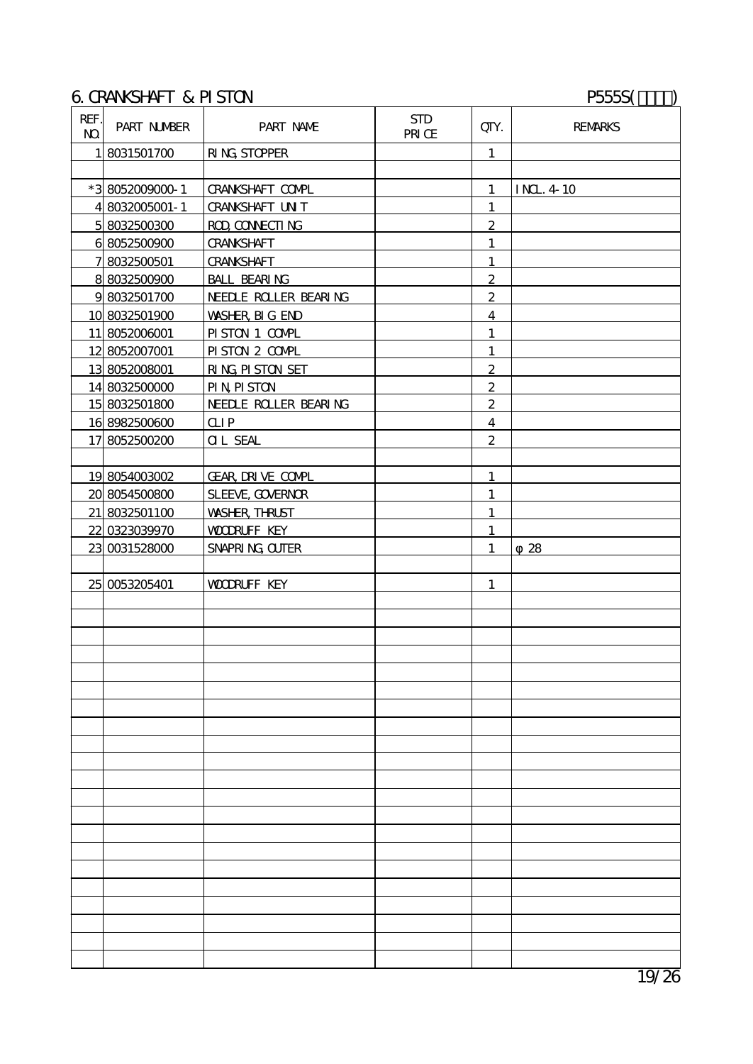## 6. CRANKSHAFT & PISTON

P555S(□□□□)

| REF. NO. | PART NUMBER | PART NAME | STD PRICE | QTY. | REMARKS |
|---|---|---|---|---|---|
| 1 | 8031501700 | RING,STOPPER | | 1 | |
| | | | | | |
| *3 | 8052009000-1 | CRANKSHAFT COMPL | | 1 | INCL.4-10 |
| 4 | 8032005001-1 | CRANKSHAFT UNIT | | 1 | |
| 5 | 8032500300 | ROD,CONNECTING | | 2 | |
| 6 | 8052500900 | CRANKSHAFT | | 1 | |
| 7 | 8032500501 | CRANKSHAFT | | 1 | |
| 8 | 8032500900 | BALL BEARING | | 2 | |
| 9 | 8032501700 | NEEDLE ROLLER BEARING | | 2 | |
| 10 | 8032501900 | WASHER,BIG END | | 4 | |
| 11 | 8052006001 | PISTON 1 COMPL | | 1 | |
| 12 | 8052007001 | PISTON 2 COMPL | | 1 | |
| 13 | 8052008001 | RING,PISTON SET | | 2 | |
| 14 | 8032500000 | PIN,PISTON | | 2 | |
| 15 | 8032501800 | NEEDLE ROLLER BEARING | | 2 | |
| 16 | 8982500600 | CLIP | | 4 | |
| 17 | 8052500200 | OIL SEAL | | 2 | |
| | | | | | |
| 19 | 8054003002 | GEAR,DRIVE COMPL | | 1 | |
| 20 | 8054500800 | SLEEVE,GOVERNOR | | 1 | |
| 21 | 8032501100 | WASHER,THRUST | | 1 | |
| 22 | 0323039970 | WOODRUFF KEY | | 1 | |
| 23 | 0031528000 | SNAPRING,OUTER | | 1 | φ28 |
| | | | | | |
| 25 | 0053205401 | WOODRUFF KEY | | 1 | |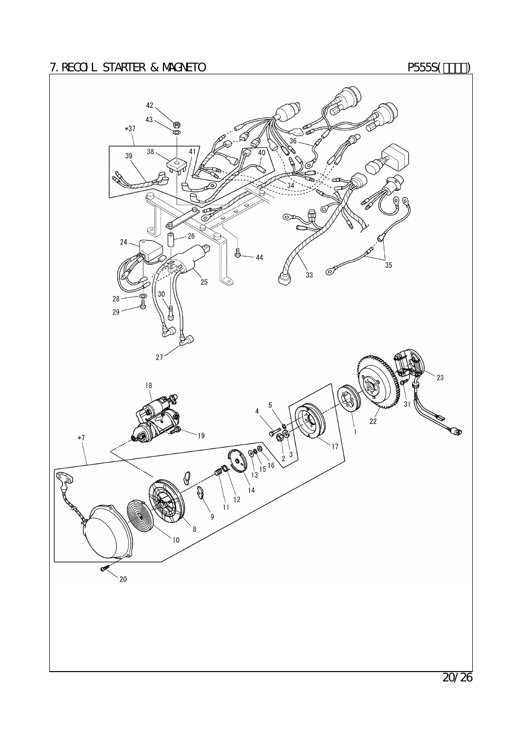# 7. RECOIL STARTER & MAGNETO

P555S(□□□□)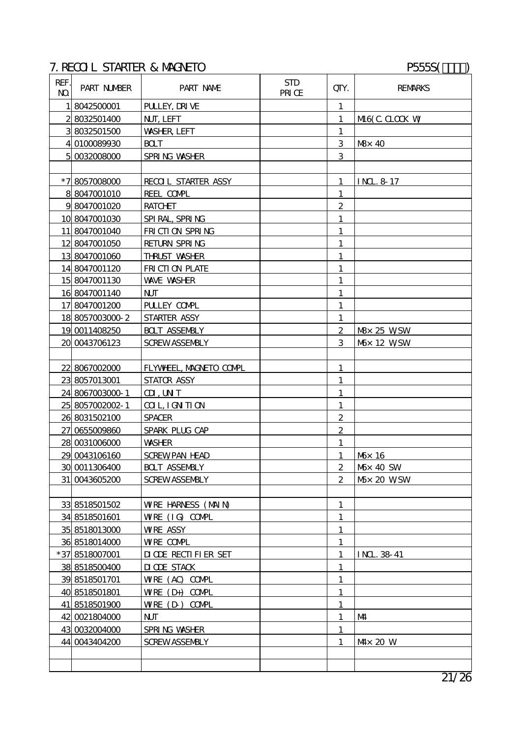## 7. RECOIL STARTER & MAGNETO

P555S(□□□□)

| REF. NO. | PART NUMBER | PART NAME | STD PRICE | QTY. | REMARKS |
|---|---|---|---|---|---|
| 1 | 8042500001 | PULLEY, DRIVE | | 1 | |
| 2 | 8032501400 | NUT, LEFT | | 1 | M16(C.CLOCK W) |
| 3 | 8032501500 | WASHER, LEFT | | 1 | |
| 4 | 0100089930 | BOLT | | 3 | M8×40 |
| 5 | 0032008000 | SPRING WASHER | | 3 | |
| | | | | | |
| *7 | 8057008000 | RECOIL STARTER ASSY | | 1 | INCL.8-17 |
| 8 | 8047001010 | REEL COMPL | | 1 | |
| 9 | 8047001020 | RATCHET | | 2 | |
| 10 | 8047001030 | SPIRAL, SPRING | | 1 | |
| 11 | 8047001040 | FRICTION SPRING | | 1 | |
| 12 | 8047001050 | RETURN SPRING | | 1 | |
| 13 | 8047001060 | THRUST WASHER | | 1 | |
| 14 | 8047001120 | FRICTION PLATE | | 1 | |
| 15 | 8047001130 | WAVE WASHER | | 1 | |
| 16 | 8047001140 | NUT | | 1 | |
| 17 | 8047001200 | PULLEY COMPL | | 1 | |
| 18 | 8057003000-2 | STARTER ASSY | | 1 | |
| 19 | 0011408250 | BOLT ASSEMBLY | | 2 | M8×25 W,SW |
| 20 | 0043706123 | SCREW ASSEMBLY | | 3 | M6×12 W,SW |
| | | | | | |
| 22 | 8067002000 | FLYWHEEL, MAGNETO COMPL | | 1 | |
| 23 | 8057013001 | STATOR ASSY | | 1 | |
| 24 | 8067003000-1 | CDI, UNIT | | 1 | |
| 25 | 8057002002-1 | COIL, IGNITION | | 1 | |
| 26 | 8031502100 | SPACER | | 2 | |
| 27 | 0655009860 | SPARK PLUG CAP | | 2 | |
| 28 | 0031006000 | WASHER | | 1 | |
| 29 | 0043106160 | SCREW, PAN HEAD | | 1 | M6×16 |
| 30 | 0011306400 | BOLT ASSEMBLY | | 2 | M6×40 SW |
| 31 | 0043605200 | SCREW ASSEMBLY | | 2 | M5×20 W,SW |
| | | | | | |
| 33 | 8518501502 | WIRE HARNESS (MAIN) | | 1 | |
| 34 | 8518501601 | WIRE (IG) COMPL | | 1 | |
| 35 | 8518013000 | WIRE ASSY | | 1 | |
| 36 | 8518014000 | WIRE COMPL | | 1 | |
| *37 | 8518007001 | DIODE RECTIFIER SET | | 1 | INCL.38-41 |
| 38 | 8518500400 | DIODE STACK | | 1 | |
| 39 | 8518501701 | WIRE (AC) COMPL | | 1 | |
| 40 | 8518501801 | WIRE (D+) COMPL | | 1 | |
| 41 | 8518501900 | WIRE (D-) COMPL | | 1 | |
| 42 | 0021804000 | NUT | | 1 | M4 |
| 43 | 0032004000 | SPRING WASHER | | 1 | |
| 44 | 0043404200 | SCREW ASSEMBLY | | 1 | M4×20 W |
| | | | | | |
| | | | | | |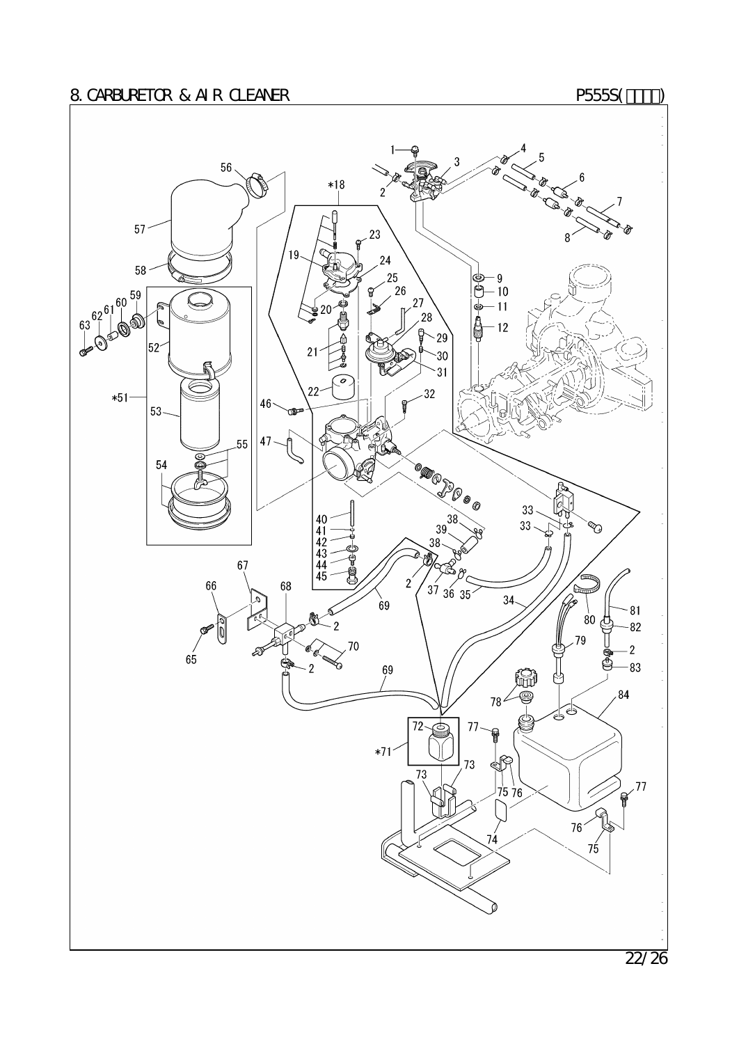# 8. CARBURETOR & AIR CLEANER

P555S(□□□□)

1, 2, 3, 4, 5, 6, 7, 8, 9, 10, 11, 12, *18, 19, 20, 21, 22, 23, 24, 25, 26, 27, 28, 29, 30, 31, 32, 33, 34, 35, 36, 37, 38, 39, 40, 41, 42, 43, 44, 45, 46, 47, *51, 52, 53, 54, 55, 56, 57, 58, 59, 60, 61, 62, 63, 65, 66, 67, 68, 69, 70, *71, 72, 73, 74, 75, 76, 77, 78, 79, 80, 81, 82, 83, 84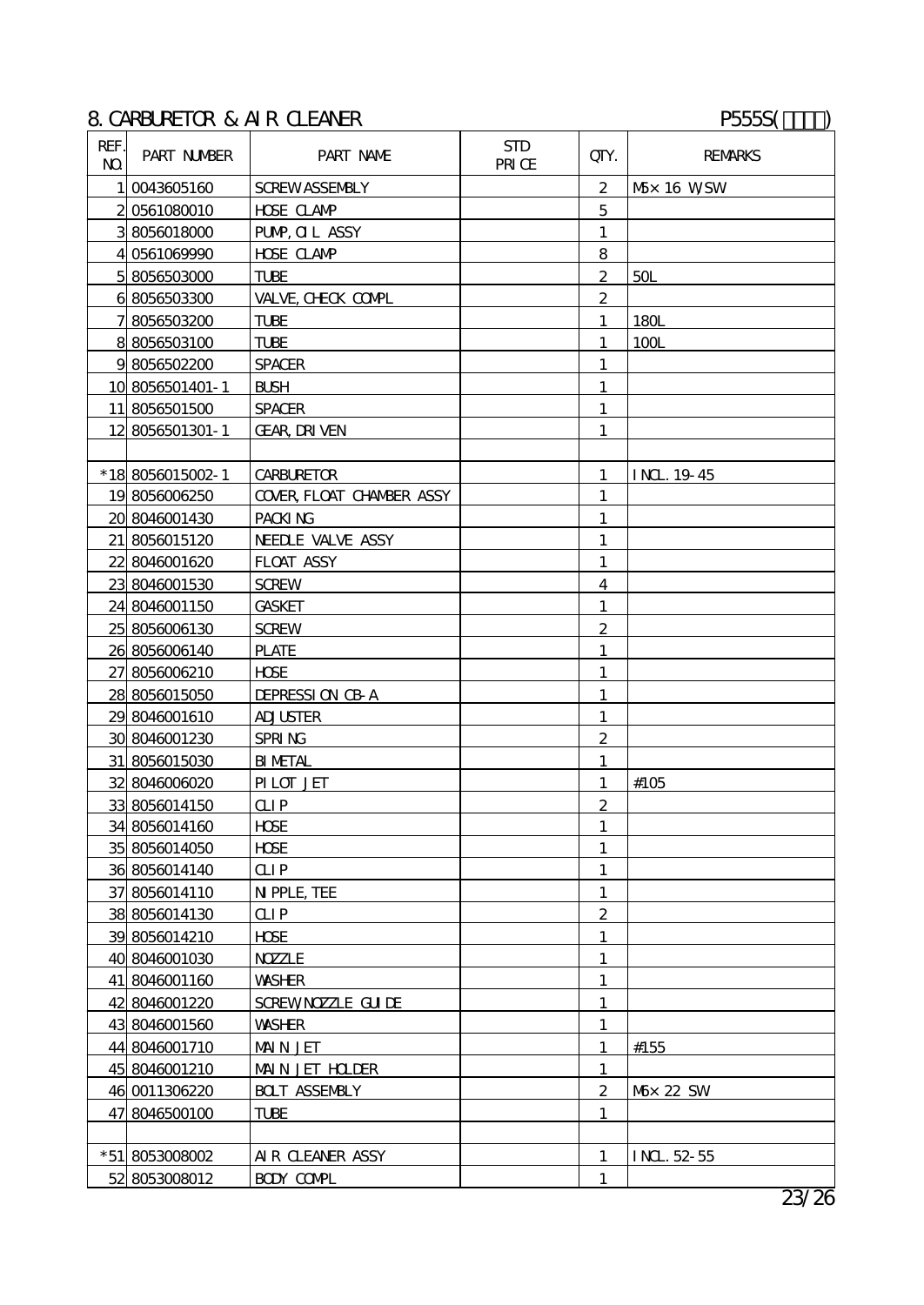## 8. CARBURETOR & AIR CLEANER

P555S(□□□□)

| REF. NO. | PART NUMBER | PART NAME | STD PRICE | QTY. | REMARKS |
|---|---|---|---|---|---|
| 1 | 0043605160 | SCREW ASSEMBLY | | 2 | M5×16 W/SW |
| 2 | 0561080010 | HOSE CLAMP | | 5 | |
| 3 | 8056018000 | PUMP,OIL ASSY | | 1 | |
| 4 | 0561069990 | HOSE CLAMP | | 8 | |
| 5 | 8056503000 | TUBE | | 2 | 50L |
| 6 | 8056503300 | VALVE,CHECK COMPL | | 2 | |
| 7 | 8056503200 | TUBE | | 1 | 180L |
| 8 | 8056503100 | TUBE | | 1 | 100L |
| 9 | 8056502200 | SPACER | | 1 | |
| 10 | 8056501401-1 | BUSH | | 1 | |
| 11 | 8056501500 | SPACER | | 1 | |
| 12 | 8056501301-1 | GEAR,DRIVEN | | 1 | |
| | | | | | |
| *18 | 8056015002-1 | CARBURETOR | | 1 | INCL.19-45 |
| 19 | 8056006250 | COVER,FLOAT CHAMBER ASSY | | 1 | |
| 20 | 8046001430 | PACKING | | 1 | |
| 21 | 8056015120 | NEEDLE VALVE ASSY | | 1 | |
| 22 | 8046001620 | FLOAT ASSY | | 1 | |
| 23 | 8046001530 | SCREW | | 4 | |
| 24 | 8046001150 | GASKET | | 1 | |
| 25 | 8056006130 | SCREW | | 2 | |
| 26 | 8056006140 | PLATE | | 1 | |
| 27 | 8056006210 | HOSE | | 1 | |
| 28 | 8056015050 | DEPRESSION CB-A | | 1 | |
| 29 | 8046001610 | ADJUSTER | | 1 | |
| 30 | 8046001230 | SPRING | | 2 | |
| 31 | 8056015030 | BIMETAL | | 1 | |
| 32 | 8046006020 | PILOT JET | | 1 | #105 |
| 33 | 8056014150 | CLIP | | 2 | |
| 34 | 8056014160 | HOSE | | 1 | |
| 35 | 8056014050 | HOSE | | 1 | |
| 36 | 8056014140 | CLIP | | 1 | |
| 37 | 8056014110 | NIPPLE,TEE | | 1 | |
| 38 | 8056014130 | CLIP | | 2 | |
| 39 | 8056014210 | HOSE | | 1 | |
| 40 | 8046001030 | NOZZLE | | 1 | |
| 41 | 8046001160 | WASHER | | 1 | |
| 42 | 8046001220 | SCREW,NOZZLE GUIDE | | 1 | |
| 43 | 8046001560 | WASHER | | 1 | |
| 44 | 8046001710 | MAIN JET | | 1 | #155 |
| 45 | 8046001210 | MAIN JET HOLDER | | 1 | |
| 46 | 0011306220 | BOLT ASSEMBLY | | 2 | M6×22 SW |
| 47 | 8046500100 | TUBE | | 1 | |
| | | | | | |
| *51 | 8053008002 | AIR CLEANER ASSY | | 1 | INCL.52-55 |
| 52 | 8053008012 | BODY COMPL | | 1 | |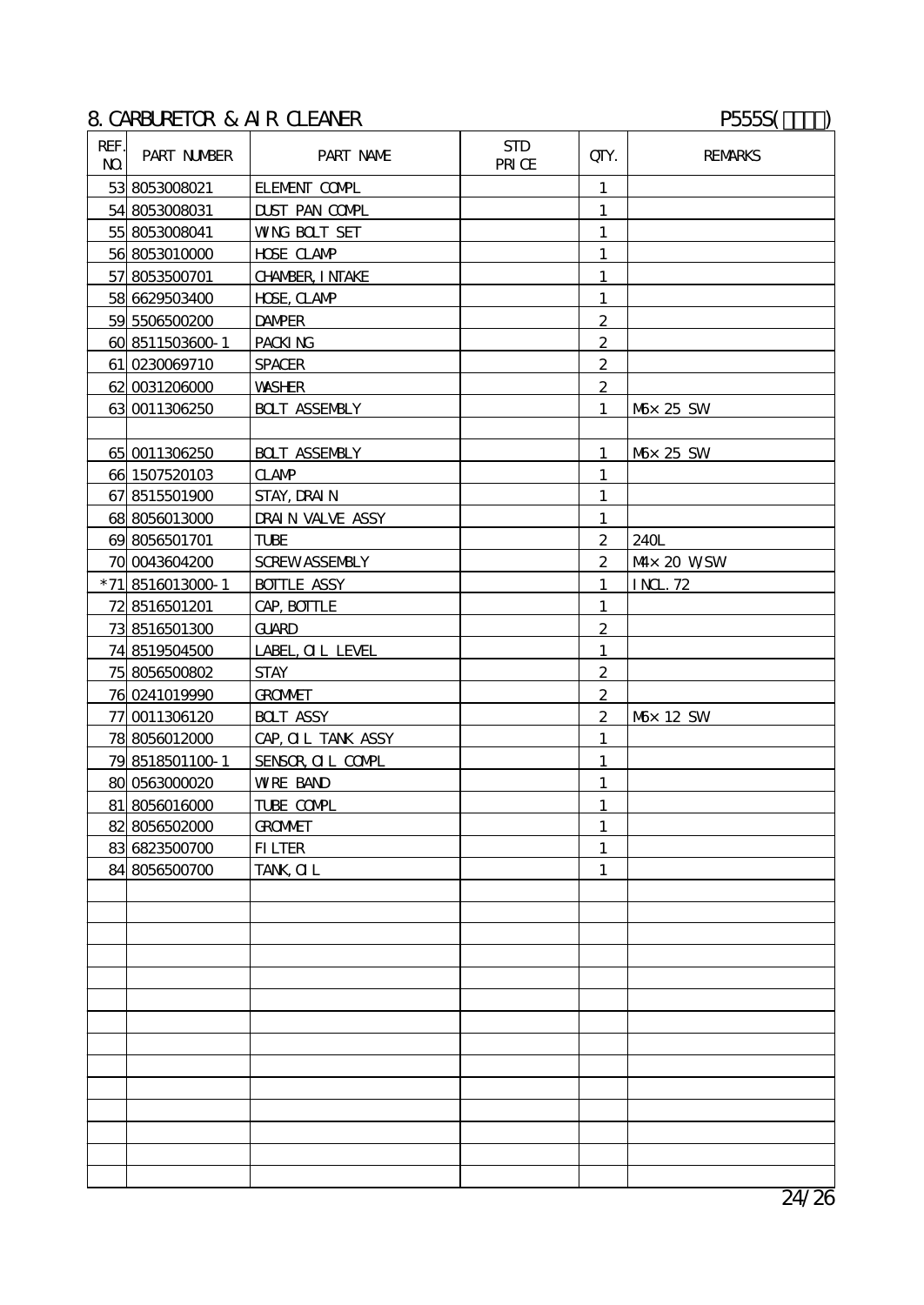## 8. CARBURETOR & AIR CLEANER

P555S(□□□□)

| REF. NO. | PART NUMBER | PART NAME | STD PRICE | QTY. | REMARKS |
|---|---|---|---|---|---|
| 53 | 8053008021 | ELEMENT COMPL | | 1 | |
| 54 | 8053008031 | DUST PAN COMPL | | 1 | |
| 55 | 8053008041 | WING BOLT SET | | 1 | |
| 56 | 8053010000 | HOSE CLAMP | | 1 | |
| 57 | 8053500701 | CHAMBER, INTAKE | | 1 | |
| 58 | 6629503400 | HOSE, CLAMP | | 1 | |
| 59 | 5506500200 | DAMPER | | 2 | |
| 60 | 8511503600-1 | PACKING | | 2 | |
| 61 | 0230069710 | SPACER | | 2 | |
| 62 | 0031206000 | WASHER | | 2 | |
| 63 | 0011306250 | BOLT ASSEMBLY | | 1 | M6×25 SW |
| | | | | | |
| 65 | 0011306250 | BOLT ASSEMBLY | | 1 | M6×25 SW |
| 66 | 1507520103 | CLAMP | | 1 | |
| 67 | 8515501900 | STAY, DRAIN | | 1 | |
| 68 | 8056013000 | DRAIN VALVE ASSY | | 1 | |
| 69 | 8056501701 | TUBE | | 2 | 240L |
| 70 | 0043604200 | SCREW ASSEMBLY | | 2 | M4×20 W,SW |
| *71 | 8516013000-1 | BOTTLE ASSY | | 1 | INCL. 72 |
| 72 | 8516501201 | CAP, BOTTLE | | 1 | |
| 73 | 8516501300 | GUARD | | 2 | |
| 74 | 8519504500 | LABEL, OIL LEVEL | | 1 | |
| 75 | 8056500802 | STAY | | 2 | |
| 76 | 0241019990 | GROMMET | | 2 | |
| 77 | 0011306120 | BOLT ASSY | | 2 | M6×12 SW |
| 78 | 8056012000 | CAP, OIL TANK ASSY | | 1 | |
| 79 | 8518501100-1 | SENSOR, OIL COMPL | | 1 | |
| 80 | 0563000020 | WIRE BAND | | 1 | |
| 81 | 8056016000 | TUBE COMPL | | 1 | |
| 82 | 8056502000 | GROMMET | | 1 | |
| 83 | 6823500700 | FILTER | | 1 | |
| 84 | 8056500700 | TANK, OIL | | 1 | |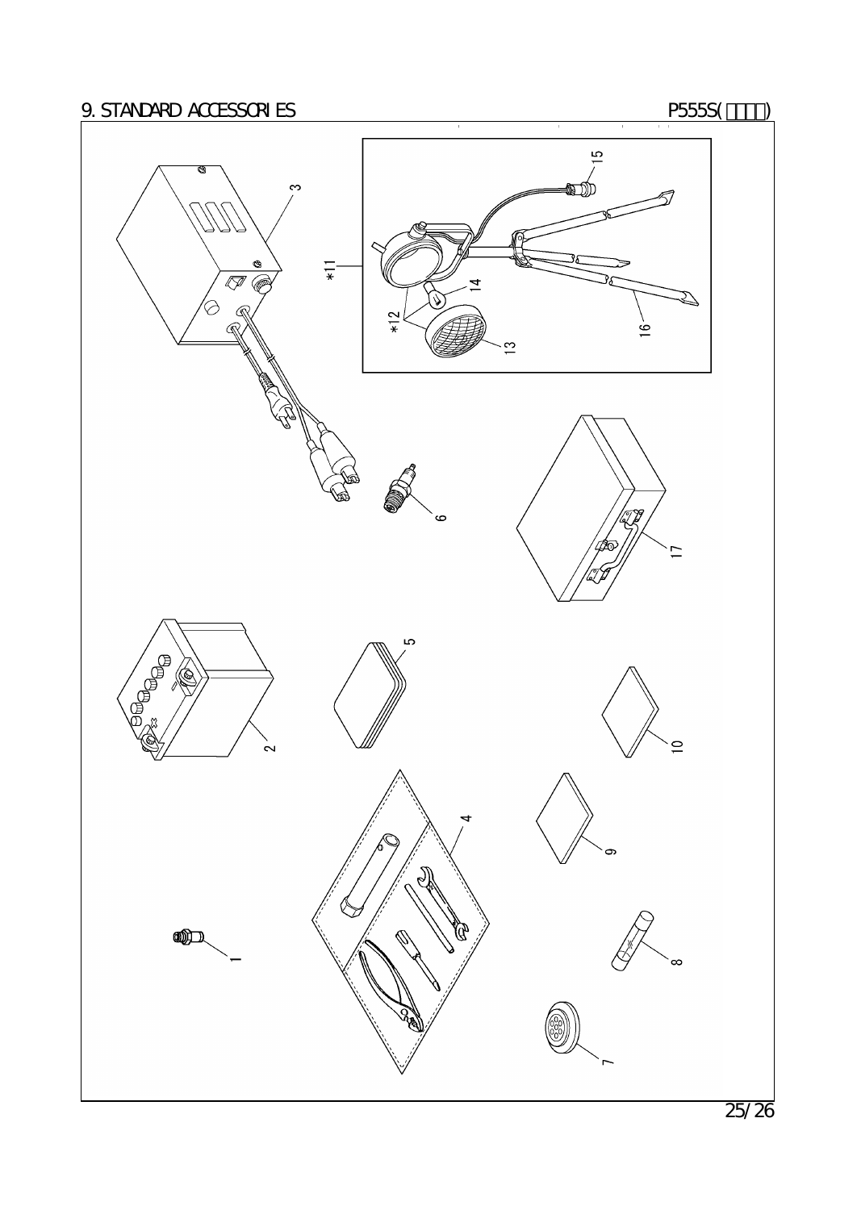# 9. STANDARD ACCESSORIES

P555S(□□□□)

3

*11

15

14

*12

13

16

6

17

5

2

10

4

9

1

8

7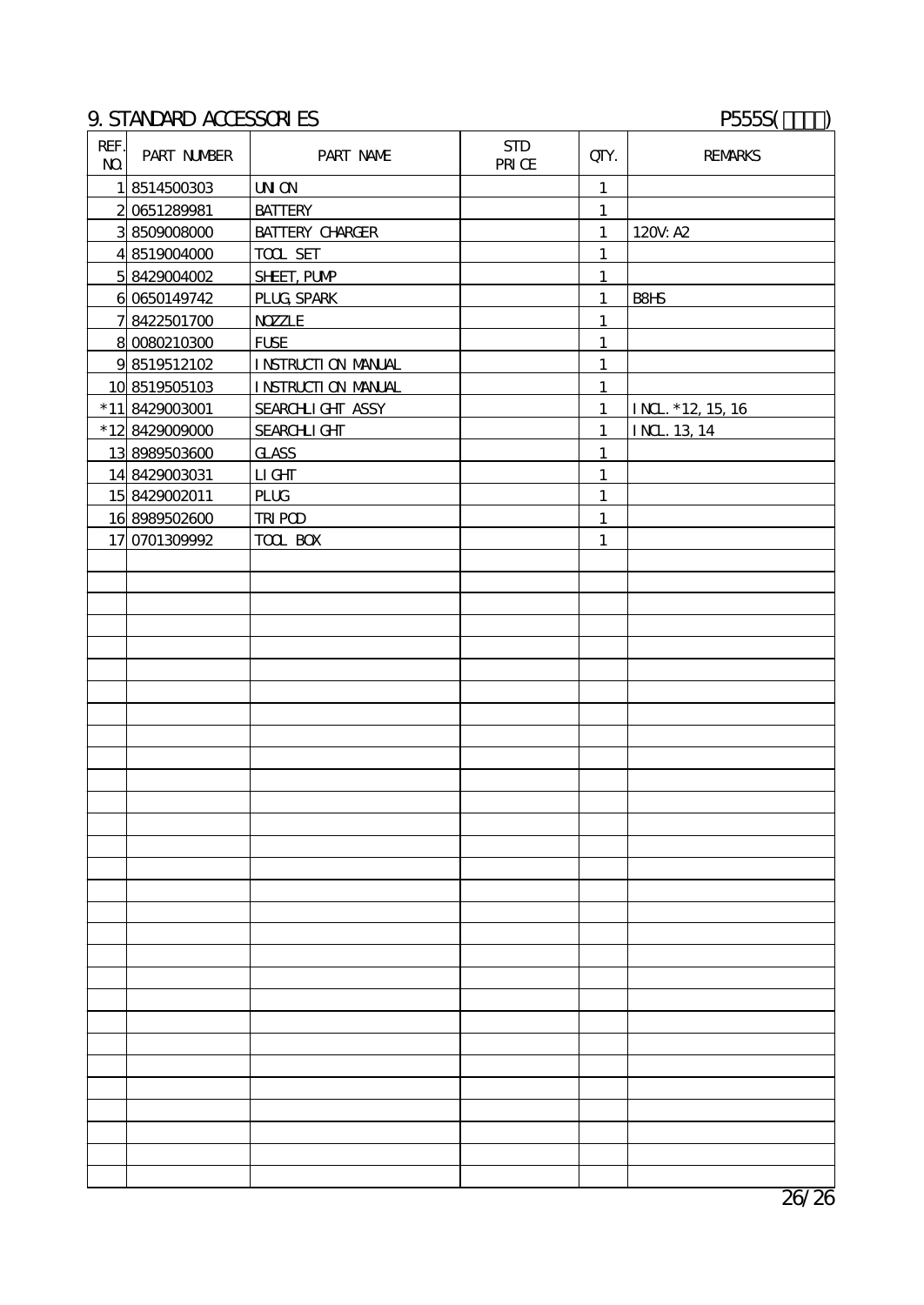# 9. STANDARD ACCESSORIES

P555S(□□□□)

| REF. NO. | PART NUMBER | PART NAME | STD PRICE | QTY. | REMARKS |
|---|---|---|---|---|---|
| 1 | 8514500303 | UNION | | 1 | |
| 2 | 0651289981 | BATTERY | | 1 | |
| 3 | 8509008000 | BATTERY CHARGER | | 1 | 120V:A2 |
| 4 | 8519004000 | TOOL SET | | 1 | |
| 5 | 8429004002 | SHEET, PUMP | | 1 | |
| 6 | 0650149742 | PLUG, SPARK | | 1 | B8HS |
| 7 | 8422501700 | NOZZLE | | 1 | |
| 8 | 0080210300 | FUSE | | 1 | |
| 9 | 8519512102 | INSTRUCTION MANUAL | | 1 | |
| 10 | 8519505103 | INSTRUCTION MANUAL | | 1 | |
| *11 | 8429003001 | SEARCHLIGHT ASSY | | 1 | INCL. *12, 15, 16 |
| *12 | 8429009000 | SEARCHLIGHT | | 1 | INCL. 13, 14 |
| 13 | 8989503600 | GLASS | | 1 | |
| 14 | 8429003031 | LIGHT | | 1 | |
| 15 | 8429002011 | PLUG | | 1 | |
| 16 | 8989502600 | TRIPOD | | 1 | |
| 17 | 0701309992 | TOOL BOX | | 1 | |